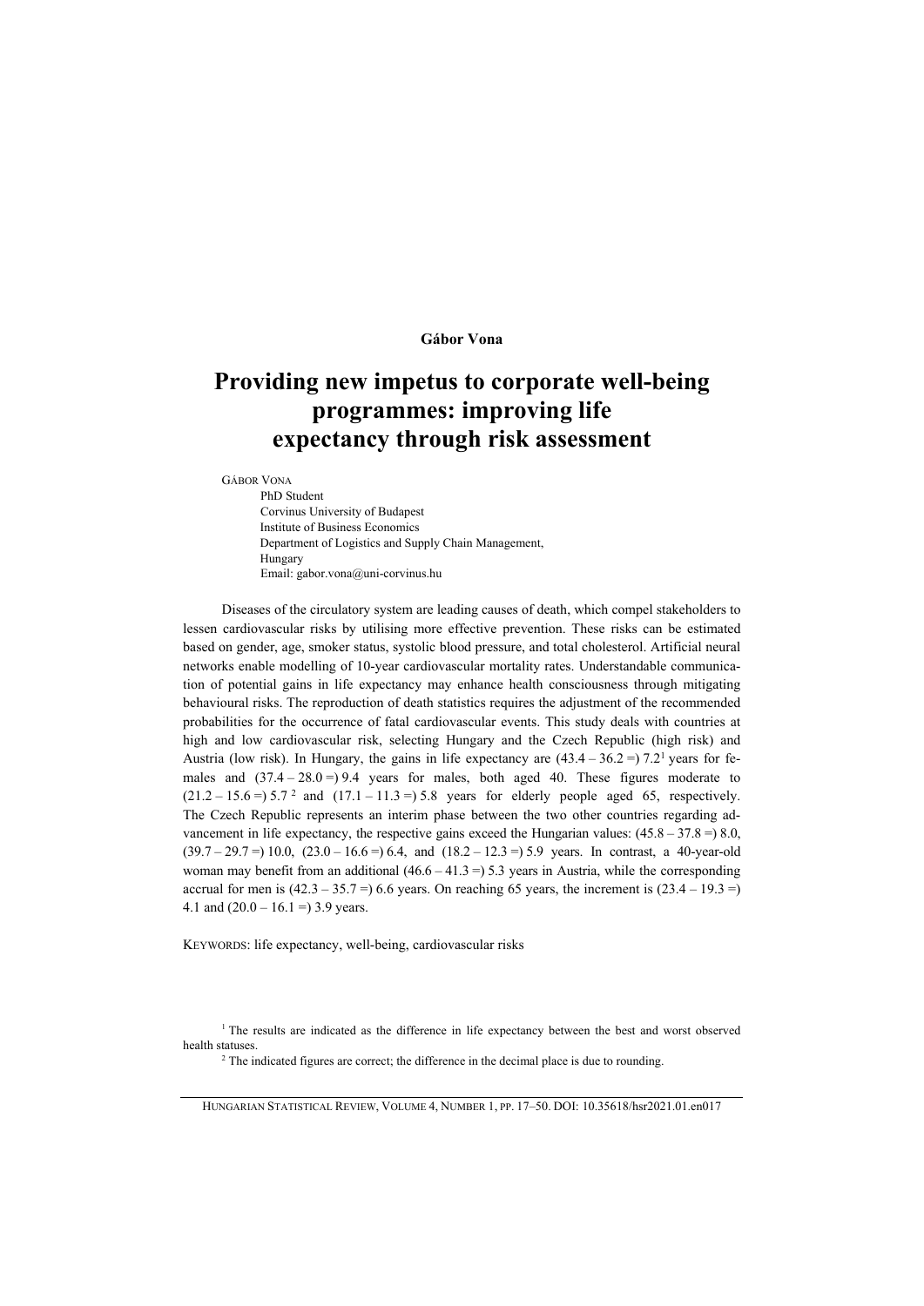**Gábor Vona**

# Providing new impetus to corporate well-being programmes: improving life expectancy through risk assessment

GÁBOR VONA
PhD Student
Corvinus University of Budapest
Institute of Business Economics
Department of Logistics and Supply Chain Management,
Hungary
Email: gabor.vona@uni-corvinus.hu

Diseases of the circulatory system are leading causes of death, which compel stakeholders to lessen cardiovascular risks by utilising more effective prevention. These risks can be estimated based on gender, age, smoker status, systolic blood pressure, and total cholesterol. Artificial neural networks enable modelling of 10-year cardiovascular mortality rates. Understandable communication of potential gains in life expectancy may enhance health consciousness through mitigating behavioural risks. The reproduction of death statistics requires the adjustment of the recommended probabilities for the occurrence of fatal cardiovascular events. This study deals with countries at high and low cardiovascular risk, selecting Hungary and the Czech Republic (high risk) and Austria (low risk). In Hungary, the gains in life expectancy are (43.4 – 36.2 =) 7.2[1] years for females and (37.4 – 28.0 =) 9.4 years for males, both aged 40. These figures moderate to (21.2 – 15.6 =) 5.7 [2] and (17.1 – 11.3 =) 5.8 years for elderly people aged 65, respectively. The Czech Republic represents an interim phase between the two other countries regarding advancement in life expectancy, the respective gains exceed the Hungarian values: (45.8 – 37.8 =) 8.0, (39.7 – 29.7 =) 10.0, (23.0 – 16.6 =) 6.4, and (18.2 – 12.3 =) 5.9 years. In contrast, a 40-year-old woman may benefit from an additional (46.6 – 41.3 =) 5.3 years in Austria, while the corresponding accrual for men is (42.3 – 35.7 =) 6.6 years. On reaching 65 years, the increment is (23.4 – 19.3 =) 4.1 and (20.0 – 16.1 =) 3.9 years.

KEYWORDS: life expectancy, well-being, cardiovascular risks

[1] The results are indicated as the difference in life expectancy between the best and worst observed health statuses.

[2] The indicated figures are correct; the difference in the decimal place is due to rounding.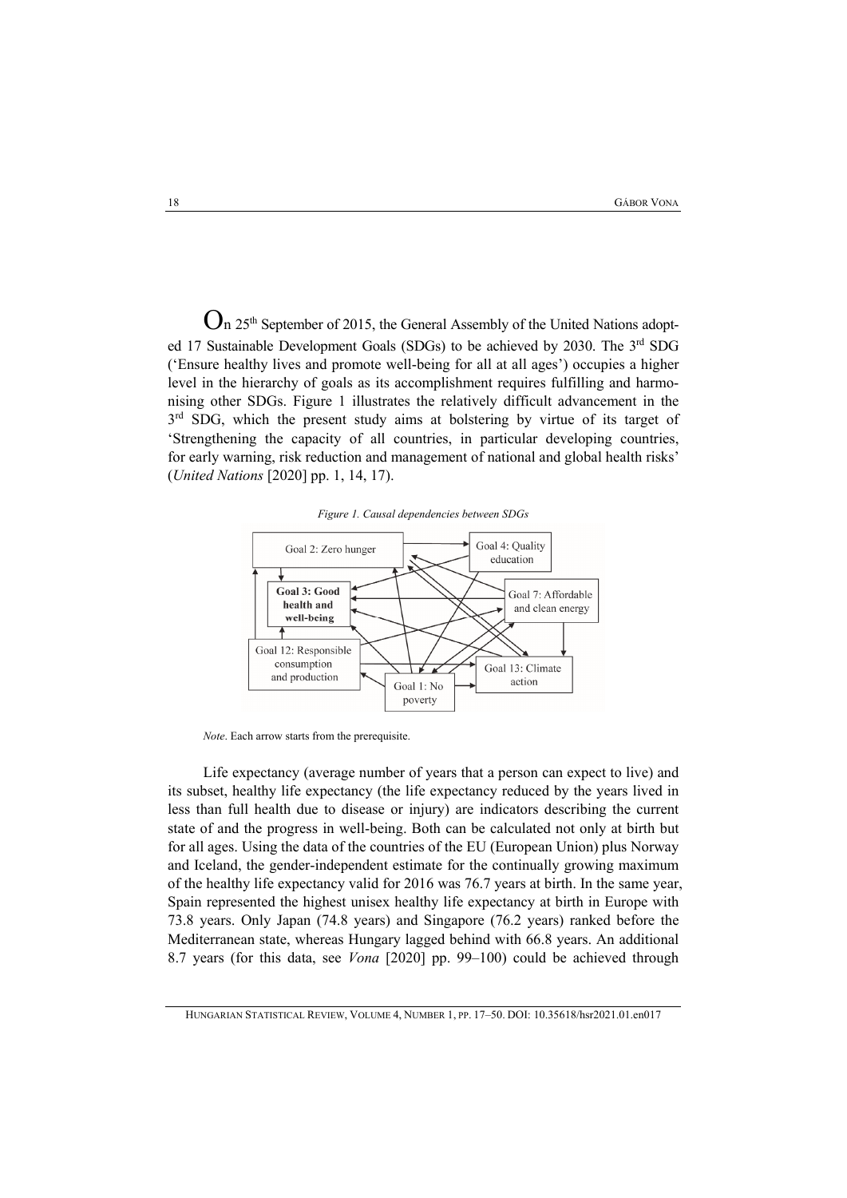On 25th September of 2015, the General Assembly of the United Nations adopted 17 Sustainable Development Goals (SDGs) to be achieved by 2030. The 3rd SDG ('Ensure healthy lives and promote well-being for all at all ages') occupies a higher level in the hierarchy of goals as its accomplishment requires fulfilling and harmonising other SDGs. Figure 1 illustrates the relatively difficult advancement in the 3rd SDG, which the present study aims at bolstering by virtue of its target of 'Strengthening the capacity of all countries, in particular developing countries, for early warning, risk reduction and management of national and global health risks' (*United Nations* [2020] pp. 1, 14, 17).

*Figure 1. Causal dependencies between SDGs*

Goal 2: Zero hunger

Goal 4: Quality education

Goal 3: Good health and well-being

Goal 7: Affordable and clean energy

Goal 12: Responsible consumption and production

Goal 13: Climate action

Goal 1: No poverty

*Note*. Each arrow starts from the prerequisite.

Life expectancy (average number of years that a person can expect to live) and its subset, healthy life expectancy (the life expectancy reduced by the years lived in less than full health due to disease or injury) are indicators describing the current state of and the progress in well-being. Both can be calculated not only at birth but for all ages. Using the data of the countries of the EU (European Union) plus Norway and Iceland, the gender-independent estimate for the continually growing maximum of the healthy life expectancy valid for 2016 was 76.7 years at birth. In the same year, Spain represented the highest unisex healthy life expectancy at birth in Europe with 73.8 years. Only Japan (74.8 years) and Singapore (76.2 years) ranked before the Mediterranean state, whereas Hungary lagged behind with 66.8 years. An additional 8.7 years (for this data, see *Vona* [2020] pp. 99–100) could be achieved through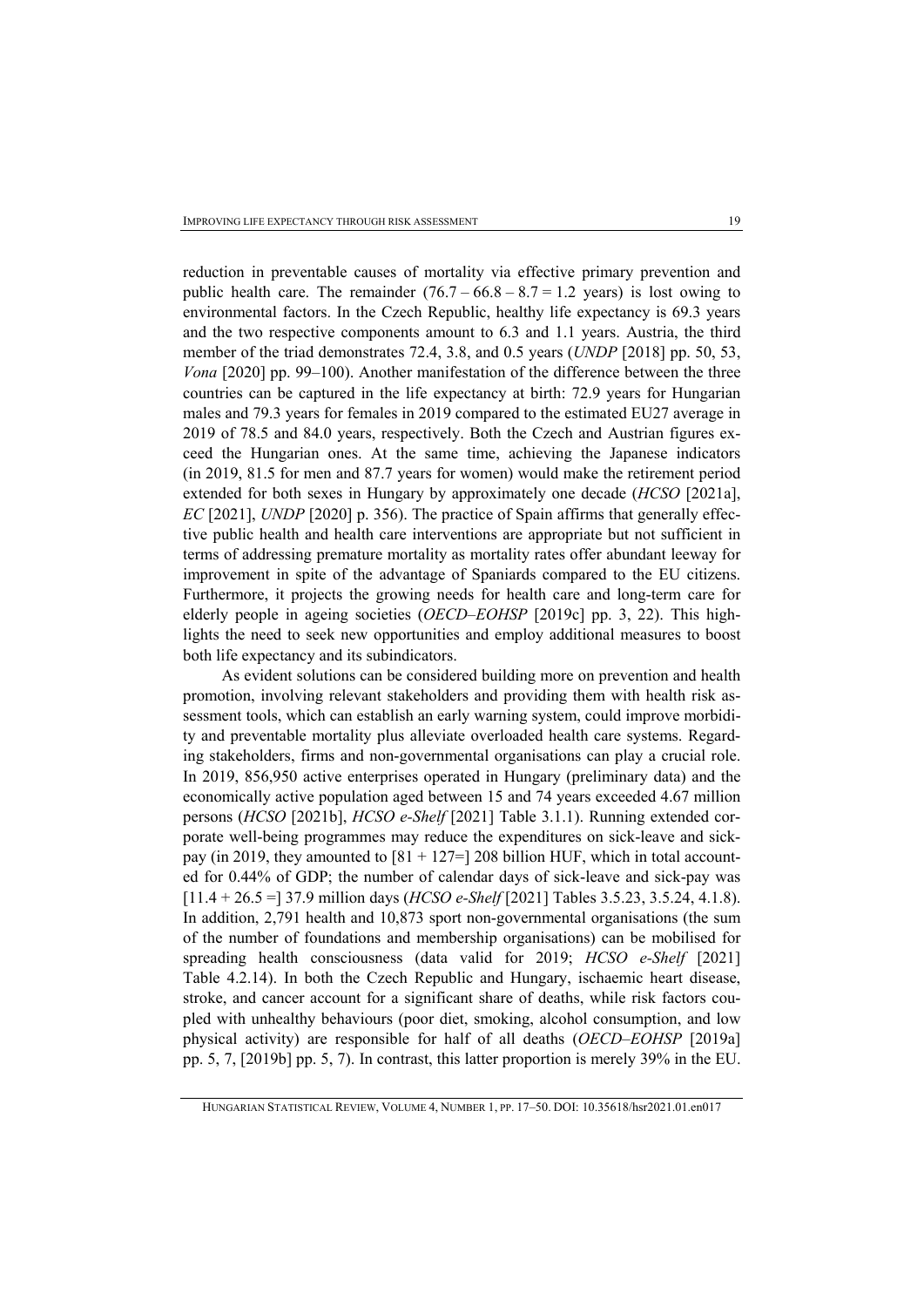reduction in preventable causes of mortality via effective primary prevention and public health care. The remainder (76.7 – 66.8 – 8.7 = 1.2 years) is lost owing to environmental factors. In the Czech Republic, healthy life expectancy is 69.3 years and the two respective components amount to 6.3 and 1.1 years. Austria, the third member of the triad demonstrates 72.4, 3.8, and 0.5 years (*UNDP* [2018] pp. 50, 53, *Vona* [2020] pp. 99–100). Another manifestation of the difference between the three countries can be captured in the life expectancy at birth: 72.9 years for Hungarian males and 79.3 years for females in 2019 compared to the estimated EU27 average in 2019 of 78.5 and 84.0 years, respectively. Both the Czech and Austrian figures exceed the Hungarian ones. At the same time, achieving the Japanese indicators (in 2019, 81.5 for men and 87.7 years for women) would make the retirement period extended for both sexes in Hungary by approximately one decade (*HCSO* [2021a], *EC* [2021], *UNDP* [2020] p. 356). The practice of Spain affirms that generally effective public health and health care interventions are appropriate but not sufficient in terms of addressing premature mortality as mortality rates offer abundant leeway for improvement in spite of the advantage of Spaniards compared to the EU citizens. Furthermore, it projects the growing needs for health care and long-term care for elderly people in ageing societies (*OECD–EOHSP* [2019c] pp. 3, 22). This highlights the need to seek new opportunities and employ additional measures to boost both life expectancy and its subindicators.

As evident solutions can be considered building more on prevention and health promotion, involving relevant stakeholders and providing them with health risk assessment tools, which can establish an early warning system, could improve morbidity and preventable mortality plus alleviate overloaded health care systems. Regarding stakeholders, firms and non-governmental organisations can play a crucial role. In 2019, 856,950 active enterprises operated in Hungary (preliminary data) and the economically active population aged between 15 and 74 years exceeded 4.67 million persons (*HCSO* [2021b], *HCSO e-Shelf* [2021] Table 3.1.1). Running extended corporate well-being programmes may reduce the expenditures on sick-leave and sick-pay (in 2019, they amounted to [81 + 127=] 208 billion HUF, which in total accounted for 0.44% of GDP; the number of calendar days of sick-leave and sick-pay was [11.4 + 26.5 =] 37.9 million days (*HCSO e-Shelf* [2021] Tables 3.5.23, 3.5.24, 4.1.8). In addition, 2,791 health and 10,873 sport non-governmental organisations (the sum of the number of foundations and membership organisations) can be mobilised for spreading health consciousness (data valid for 2019; *HCSO e-Shelf* [2021] Table 4.2.14). In both the Czech Republic and Hungary, ischaemic heart disease, stroke, and cancer account for a significant share of deaths, while risk factors coupled with unhealthy behaviours (poor diet, smoking, alcohol consumption, and low physical activity) are responsible for half of all deaths (*OECD–EOHSP* [2019a] pp. 5, 7, [2019b] pp. 5, 7). In contrast, this latter proportion is merely 39% in the EU.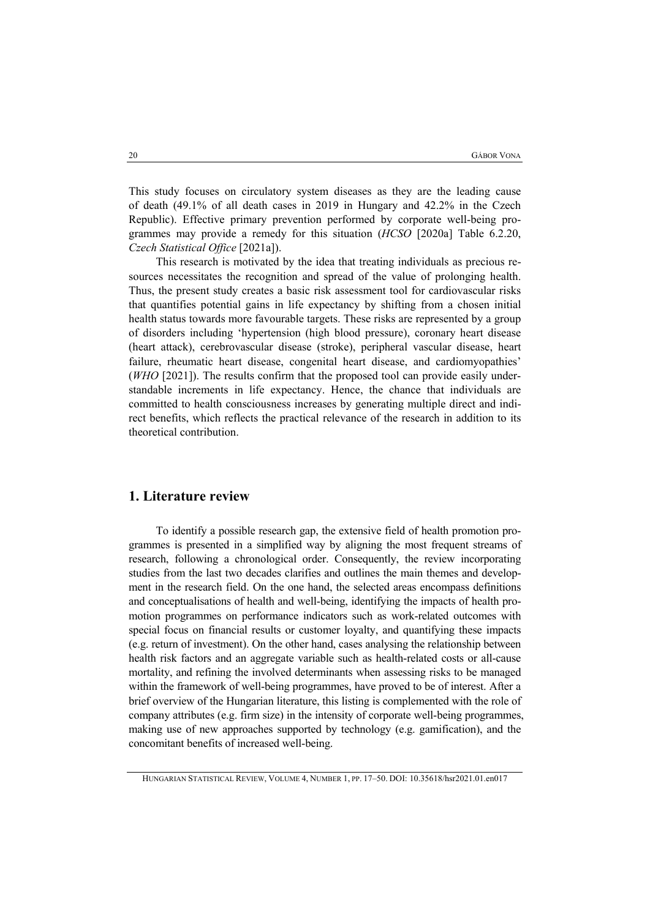This study focuses on circulatory system diseases as they are the leading cause of death (49.1% of all death cases in 2019 in Hungary and 42.2% in the Czech Republic). Effective primary prevention performed by corporate well-being programmes may provide a remedy for this situation (*HCSO* [2020a] Table 6.2.20, *Czech Statistical Office* [2021a]).

This research is motivated by the idea that treating individuals as precious resources necessitates the recognition and spread of the value of prolonging health. Thus, the present study creates a basic risk assessment tool for cardiovascular risks that quantifies potential gains in life expectancy by shifting from a chosen initial health status towards more favourable targets. These risks are represented by a group of disorders including 'hypertension (high blood pressure), coronary heart disease (heart attack), cerebrovascular disease (stroke), peripheral vascular disease, heart failure, rheumatic heart disease, congenital heart disease, and cardiomyopathies' (*WHO* [2021]). The results confirm that the proposed tool can provide easily understandable increments in life expectancy. Hence, the chance that individuals are committed to health consciousness increases by generating multiple direct and indirect benefits, which reflects the practical relevance of the research in addition to its theoretical contribution.

## 1. Literature review

To identify a possible research gap, the extensive field of health promotion programmes is presented in a simplified way by aligning the most frequent streams of research, following a chronological order. Consequently, the review incorporating studies from the last two decades clarifies and outlines the main themes and development in the research field. On the one hand, the selected areas encompass definitions and conceptualisations of health and well-being, identifying the impacts of health promotion programmes on performance indicators such as work-related outcomes with special focus on financial results or customer loyalty, and quantifying these impacts (e.g. return of investment). On the other hand, cases analysing the relationship between health risk factors and an aggregate variable such as health-related costs or all-cause mortality, and refining the involved determinants when assessing risks to be managed within the framework of well-being programmes, have proved to be of interest. After a brief overview of the Hungarian literature, this listing is complemented with the role of company attributes (e.g. firm size) in the intensity of corporate well-being programmes, making use of new approaches supported by technology (e.g. gamification), and the concomitant benefits of increased well-being.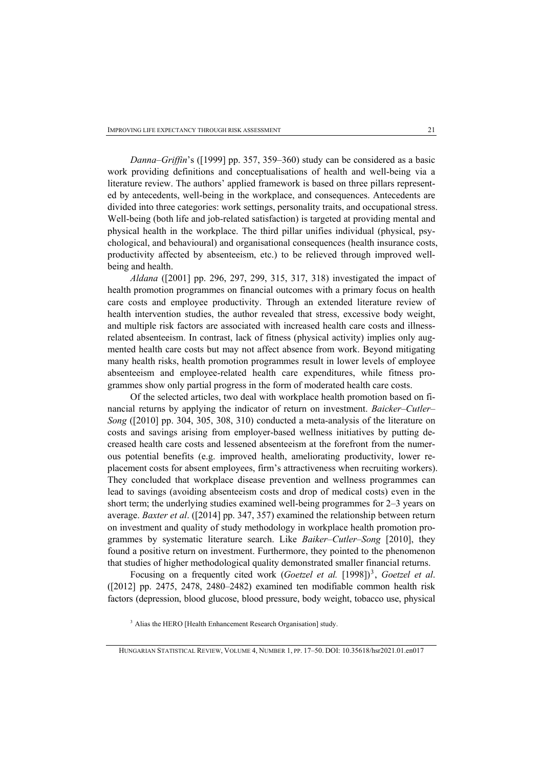*Danna–Griffin*'s ([1999] pp. 357, 359–360) study can be considered as a basic work providing definitions and conceptualisations of health and well-being via a literature review. The authors' applied framework is based on three pillars represented by antecedents, well-being in the workplace, and consequences. Antecedents are divided into three categories: work settings, personality traits, and occupational stress. Well-being (both life and job-related satisfaction) is targeted at providing mental and physical health in the workplace. The third pillar unifies individual (physical, psychological, and behavioural) and organisational consequences (health insurance costs, productivity affected by absenteeism, etc.) to be relieved through improved well-being and health.

*Aldana* ([2001] pp. 296, 297, 299, 315, 317, 318) investigated the impact of health promotion programmes on financial outcomes with a primary focus on health care costs and employee productivity. Through an extended literature review of health intervention studies, the author revealed that stress, excessive body weight, and multiple risk factors are associated with increased health care costs and illness-related absenteeism. In contrast, lack of fitness (physical activity) implies only augmented health care costs but may not affect absence from work. Beyond mitigating many health risks, health promotion programmes result in lower levels of employee absenteeism and employee-related health care expenditures, while fitness programmes show only partial progress in the form of moderated health care costs.

Of the selected articles, two deal with workplace health promotion based on financial returns by applying the indicator of return on investment. *Baicker–Cutler–Song* ([2010] pp. 304, 305, 308, 310) conducted a meta-analysis of the literature on costs and savings arising from employer-based wellness initiatives by putting decreased health care costs and lessened absenteeism at the forefront from the numerous potential benefits (e.g. improved health, ameliorating productivity, lower replacement costs for absent employees, firm's attractiveness when recruiting workers). They concluded that workplace disease prevention and wellness programmes can lead to savings (avoiding absenteeism costs and drop of medical costs) even in the short term; the underlying studies examined well-being programmes for 2–3 years on average. *Baxter et al*. ([2014] pp. 347, 357) examined the relationship between return on investment and quality of study methodology in workplace health promotion programmes by systematic literature search. Like *Baiker–Cutler–Song* [2010], they found a positive return on investment. Furthermore, they pointed to the phenomenon that studies of higher methodological quality demonstrated smaller financial returns.

Focusing on a frequently cited work (*Goetzel et al.* [1998])[3], *Goetzel et al*. ([2012] pp. 2475, 2478, 2480–2482) examined ten modifiable common health risk factors (depression, blood glucose, blood pressure, body weight, tobacco use, physical

[3] Alias the HERO [Health Enhancement Research Organisation] study.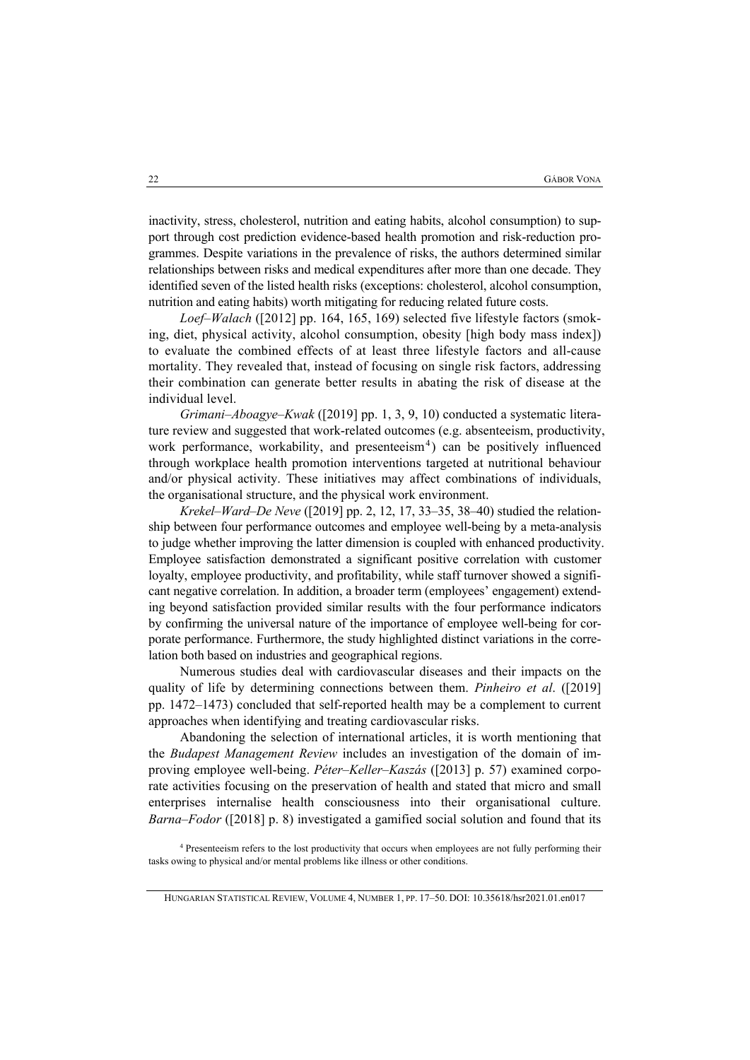inactivity, stress, cholesterol, nutrition and eating habits, alcohol consumption) to support through cost prediction evidence-based health promotion and risk-reduction programmes. Despite variations in the prevalence of risks, the authors determined similar relationships between risks and medical expenditures after more than one decade. They identified seven of the listed health risks (exceptions: cholesterol, alcohol consumption, nutrition and eating habits) worth mitigating for reducing related future costs.

*Loef–Walach* ([2012] pp. 164, 165, 169) selected five lifestyle factors (smoking, diet, physical activity, alcohol consumption, obesity [high body mass index]) to evaluate the combined effects of at least three lifestyle factors and all-cause mortality. They revealed that, instead of focusing on single risk factors, addressing their combination can generate better results in abating the risk of disease at the individual level.

*Grimani–Aboagye–Kwak* ([2019] pp. 1, 3, 9, 10) conducted a systematic literature review and suggested that work-related outcomes (e.g. absenteeism, productivity, work performance, workability, and presenteeism[4]) can be positively influenced through workplace health promotion interventions targeted at nutritional behaviour and/or physical activity. These initiatives may affect combinations of individuals, the organisational structure, and the physical work environment.

*Krekel–Ward–De Neve* ([2019] pp. 2, 12, 17, 33–35, 38–40) studied the relationship between four performance outcomes and employee well-being by a meta-analysis to judge whether improving the latter dimension is coupled with enhanced productivity. Employee satisfaction demonstrated a significant positive correlation with customer loyalty, employee productivity, and profitability, while staff turnover showed a significant negative correlation. In addition, a broader term (employees' engagement) extending beyond satisfaction provided similar results with the four performance indicators by confirming the universal nature of the importance of employee well-being for corporate performance. Furthermore, the study highlighted distinct variations in the correlation both based on industries and geographical regions.

Numerous studies deal with cardiovascular diseases and their impacts on the quality of life by determining connections between them. *Pinheiro et al*. ([2019] pp. 1472–1473) concluded that self-reported health may be a complement to current approaches when identifying and treating cardiovascular risks.

Abandoning the selection of international articles, it is worth mentioning that the *Budapest Management Review* includes an investigation of the domain of improving employee well-being. *Péter–Keller–Kaszás* ([2013] p. 57) examined corporate activities focusing on the preservation of health and stated that micro and small enterprises internalise health consciousness into their organisational culture. *Barna–Fodor* ([2018] p. 8) investigated a gamified social solution and found that its

[4] Presenteeism refers to the lost productivity that occurs when employees are not fully performing their tasks owing to physical and/or mental problems like illness or other conditions.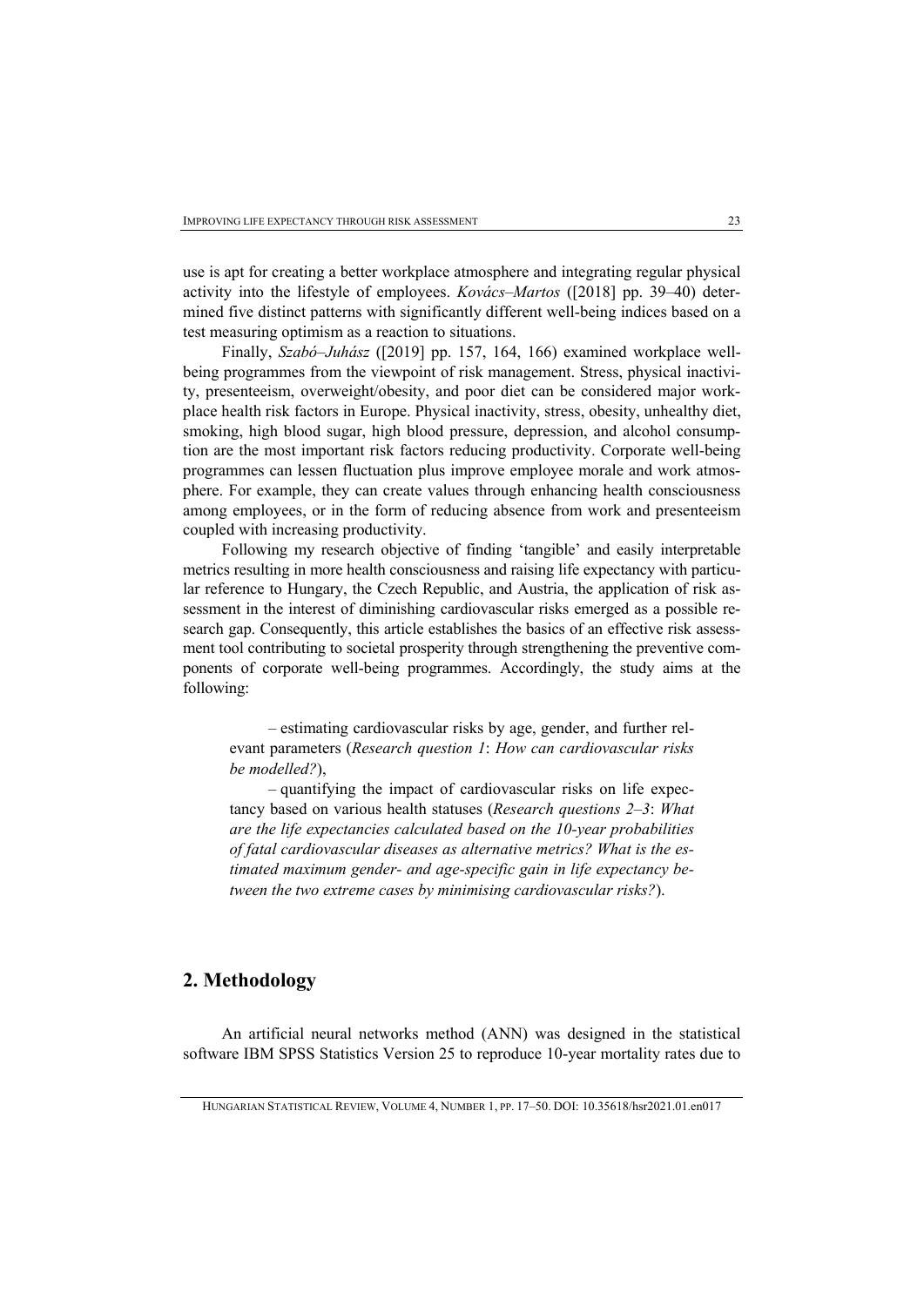use is apt for creating a better workplace atmosphere and integrating regular physical activity into the lifestyle of employees. *Kovács–Martos* ([2018] pp. 39–40) determined five distinct patterns with significantly different well-being indices based on a test measuring optimism as a reaction to situations.

Finally, *Szabó–Juhász* ([2019] pp. 157, 164, 166) examined workplace well-being programmes from the viewpoint of risk management. Stress, physical inactivity, presenteeism, overweight/obesity, and poor diet can be considered major workplace health risk factors in Europe. Physical inactivity, stress, obesity, unhealthy diet, smoking, high blood sugar, high blood pressure, depression, and alcohol consumption are the most important risk factors reducing productivity. Corporate well-being programmes can lessen fluctuation plus improve employee morale and work atmosphere. For example, they can create values through enhancing health consciousness among employees, or in the form of reducing absence from work and presenteeism coupled with increasing productivity.

Following my research objective of finding 'tangible' and easily interpretable metrics resulting in more health consciousness and raising life expectancy with particular reference to Hungary, the Czech Republic, and Austria, the application of risk assessment in the interest of diminishing cardiovascular risks emerged as a possible research gap. Consequently, this article establishes the basics of an effective risk assessment tool contributing to societal prosperity through strengthening the preventive components of corporate well-being programmes. Accordingly, the study aims at the following:

> – estimating cardiovascular risks by age, gender, and further relevant parameters (*Research question 1*: *How can cardiovascular risks be modelled?*),
>
> – quantifying the impact of cardiovascular risks on life expectancy based on various health statuses (*Research questions 2–3*: *What are the life expectancies calculated based on the 10-year probabilities of fatal cardiovascular diseases as alternative metrics? What is the estimated maximum gender- and age-specific gain in life expectancy between the two extreme cases by minimising cardiovascular risks?*).

## 2. Methodology

An artificial neural networks method (ANN) was designed in the statistical software IBM SPSS Statistics Version 25 to reproduce 10-year mortality rates due to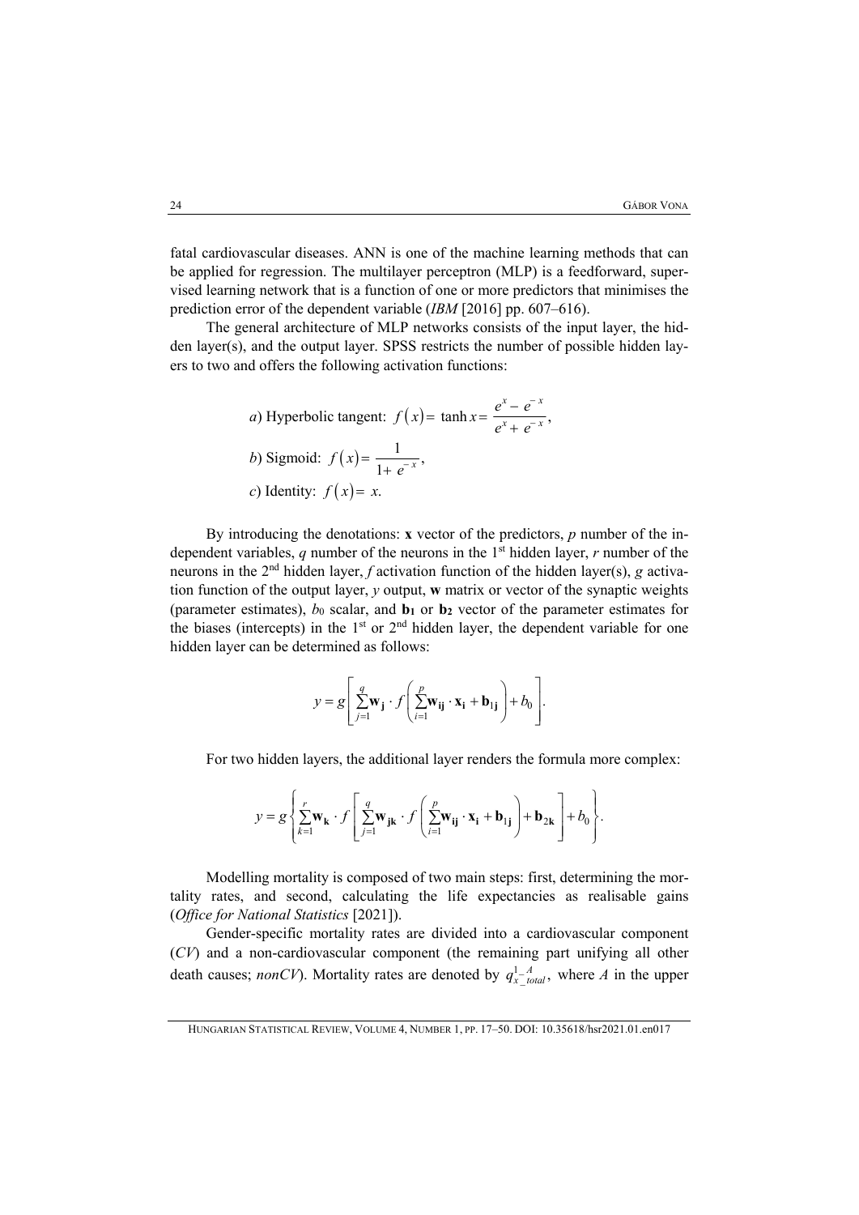fatal cardiovascular diseases. ANN is one of the machine learning methods that can be applied for regression. The multilayer perceptron (MLP) is a feedforward, supervised learning network that is a function of one or more predictors that minimises the prediction error of the dependent variable (*IBM* [2016] pp. 607–616).

The general architecture of MLP networks consists of the input layer, the hidden layer(s), and the output layer. SPSS restricts the number of possible hidden layers to two and offers the following activation functions:

*a*) Hyperbolic tangent: $f(x) = \tanh x = \dfrac{e^{x} - e^{-x}}{e^{x} + e^{-x}}$,

*b*) Sigmoid: $f(x) = \dfrac{1}{1 + e^{-x}}$,

*c*) Identity: $f(x) = x$.

By introducing the denotations: **x** vector of the predictors, *p* number of the independent variables, *q* number of the neurons in the 1st hidden layer, *r* number of the neurons in the 2nd hidden layer, *f* activation function of the hidden layer(s), *g* activation function of the output layer, *y* output, **w** matrix or vector of the synaptic weights (parameter estimates), $b_0$ scalar, and $\mathbf{b_1}$ or $\mathbf{b_2}$ vector of the parameter estimates for the biases (intercepts) in the 1st or 2nd hidden layer, the dependent variable for one hidden layer can be determined as follows:

$$y = g\left[\sum_{j=1}^{q} \mathbf{w_j} \cdot f\left(\sum_{i=1}^{p} \mathbf{w_{ij}} \cdot \mathbf{x_i} + \mathbf{b_{1j}}\right) + b_0\right].$$

For two hidden layers, the additional layer renders the formula more complex:

$$y = g\left\{\sum_{k=1}^{r} \mathbf{w_k} \cdot f\left[\sum_{j=1}^{q} \mathbf{w_{jk}} \cdot f\left(\sum_{i=1}^{p} \mathbf{w_{ij}} \cdot \mathbf{x_i} + \mathbf{b_{1j}}\right) + \mathbf{b_{2k}}\right] + b_0\right\}.$$

Modelling mortality is composed of two main steps: first, determining the mortality rates, and second, calculating the life expectancies as realisable gains (*Office for National Statistics* [2021]).

Gender-specific mortality rates are divided into a cardiovascular component (*CV*) and a non-cardiovascular component (the remaining part unifying all other death causes; *nonCV*). Mortality rates are denoted by $q_{x\_total}^{1\_A}$, where *A* in the upper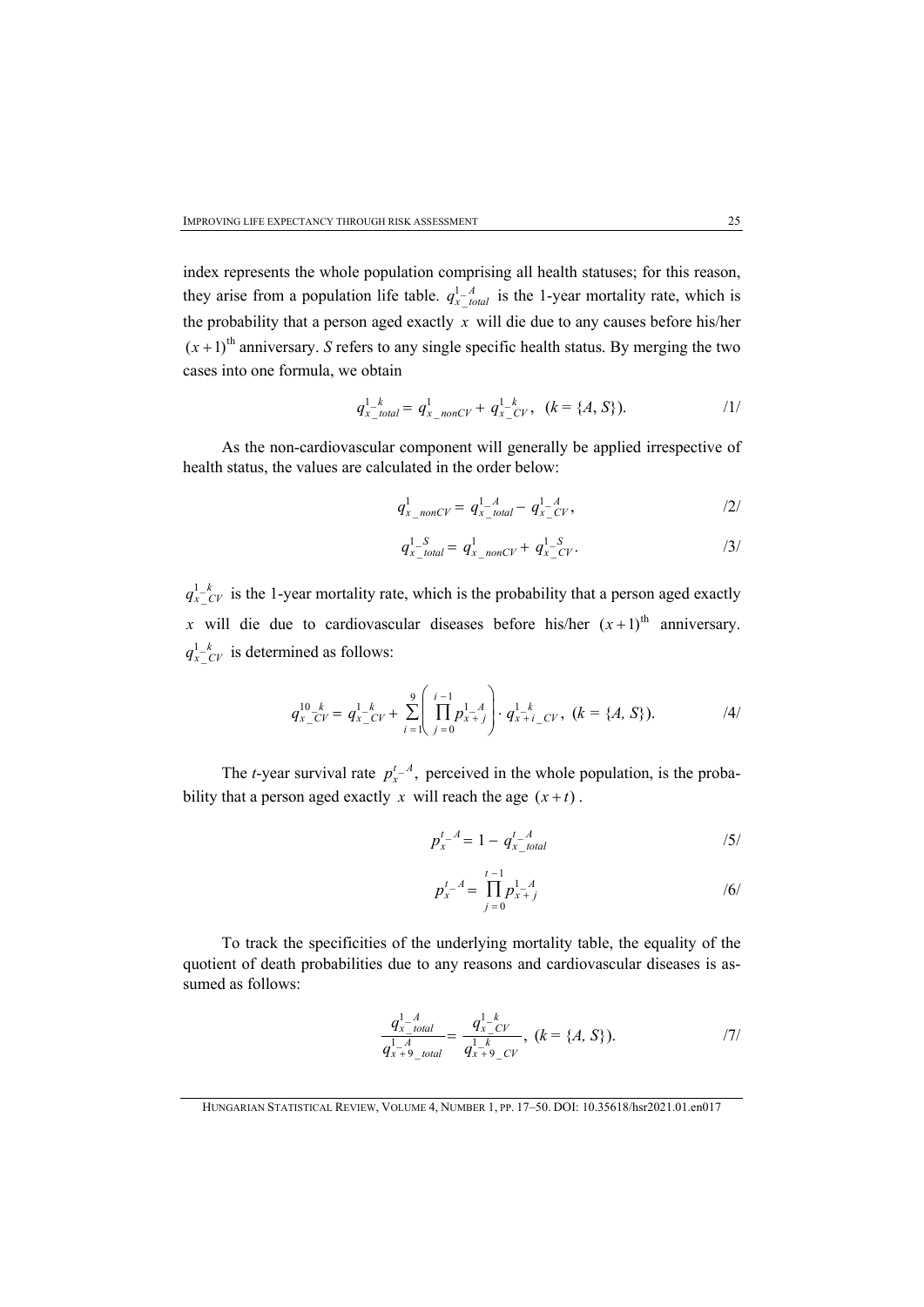index represents the whole population comprising all health statuses; for this reason, they arise from a population life table. $q_{x\_total}^{1\_A}$ is the 1-year mortality rate, which is the probability that a person aged exactly $x$ will die due to any causes before his/her $(x+1)^{\text{th}}$ anniversary. *S* refers to any single specific health status. By merging the two cases into one formula, we obtain

$$q_{x\_total}^{1\_k} = q_{x\_nonCV}^{1} + q_{x\_CV}^{1\_k}, \quad (k = \{A, S\}). \qquad /1/$$

As the non-cardiovascular component will generally be applied irrespective of health status, the values are calculated in the order below:

$$q_{x\_nonCV}^{1} = q_{x\_total}^{1\_A} - q_{x\_CV}^{1\_A}, \qquad /2/$$

$$q_{x\_total}^{1\_S} = q_{x\_nonCV}^{1} + q_{x\_CV}^{1\_S}. \qquad /3/$$

$q_{x\_CV}^{1\_k}$ is the 1-year mortality rate, which is the probability that a person aged exactly $x$ will die due to cardiovascular diseases before his/her $(x+1)^{\text{th}}$ anniversary. $q_{x\_CV}^{1\_k}$ is determined as follows:

$$q_{x\_CV}^{10\_k} = q_{x\_CV}^{1\_k} + \sum_{i=1}^{9}\left(\prod_{j=0}^{i-1} p_{x+j}^{1\_A}\right) \cdot q_{x+i\_CV}^{1\_k}, \quad (k = \{A, S\}). \qquad /4/$$

The *t*-year survival rate $p_x^{t\_A}$, perceived in the whole population, is the probability that a person aged exactly $x$ will reach the age $(x+t)$.

$$p_x^{t\_A} = 1 - q_{x\_total}^{t\_A} \qquad /5/$$

$$p_x^{t\_A} = \prod_{j=0}^{t-1} p_{x+j}^{1\_A} \qquad /6/$$

To track the specificities of the underlying mortality table, the equality of the quotient of death probabilities due to any reasons and cardiovascular diseases is assumed as follows:

$$\frac{q_{x\_total}^{1\_A}}{q_{x+9\_total}^{1\_A}} = \frac{q_{x\_CV}^{1\_k}}{q_{x+9\_CV}^{1\_k}}, \quad (k = \{A, S\}). \qquad /7/$$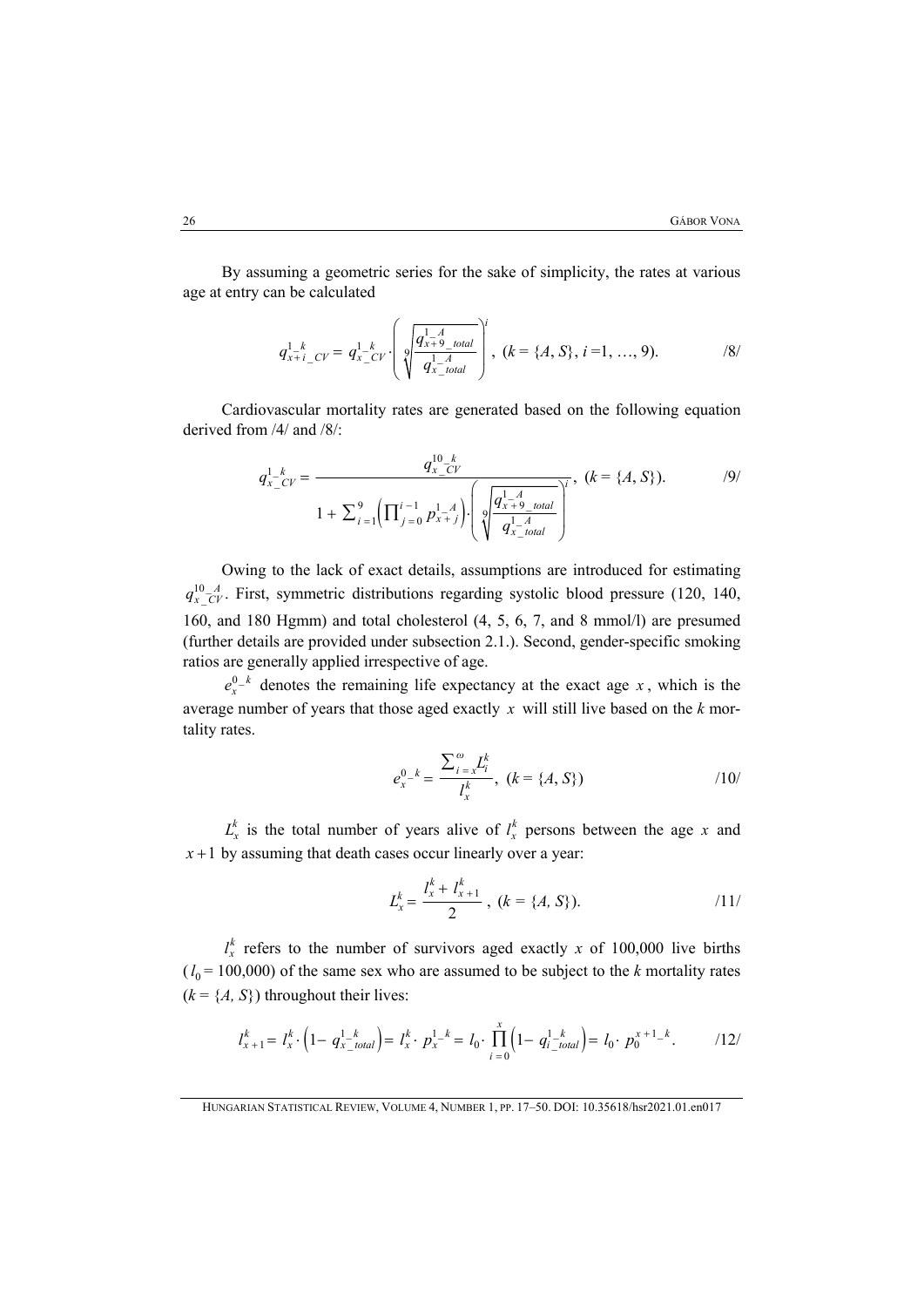By assuming a geometric series for the sake of simplicity, the rates at various age at entry can be calculated

$$q_{x+i\_CV}^{1\_k} = q_{x\_CV}^{1\_k} \cdot \left( \sqrt[9]{\frac{q_{x+9\_total}^{1\_A}}{q_{x\_total}^{1\_A}}} \right)^{i}, \ (k = \{A, S\}, i = 1, \ldots, 9). \qquad /8/$$

Cardiovascular mortality rates are generated based on the following equation derived from /4/ and /8/:

$$q_{x\_CV}^{1\_k} = \frac{q_{x\_CV}^{10\_k}}{1 + \sum_{i=1}^{9} \left( \prod_{j=0}^{i-1} p_{x+j}^{1\_A} \right) \cdot \left( \sqrt[9]{\frac{q_{x+9\_total}^{1\_A}}{q_{x\_total}^{1\_A}}} \right)^{i}}, \ (k = \{A, S\}). \qquad /9/$$

Owing to the lack of exact details, assumptions are introduced for estimating $q_{x\_CV}^{10\_A}$. First, symmetric distributions regarding systolic blood pressure (120, 140, 160, and 180 Hgmm) and total cholesterol (4, 5, 6, 7, and 8 mmol/l) are presumed (further details are provided under subsection 2.1.). Second, gender-specific smoking ratios are generally applied irrespective of age.

$e_x^{0\_k}$ denotes the remaining life expectancy at the exact age $x$, which is the average number of years that those aged exactly $x$ will still live based on the *k* mortality rates.

$$e_x^{0\_k} = \frac{\sum_{i=x}^{\omega} L_i^k}{l_x^k}, \ (k = \{A, S\}) \qquad /10/$$

$L_x^k$ is the total number of years alive of $l_x^k$ persons between the age $x$ and $x+1$ by assuming that death cases occur linearly over a year:

$$L_x^k = \frac{l_x^k + l_{x+1}^k}{2}, \ (k = \{A, S\}). \qquad /11/$$

$l_x^k$ refers to the number of survivors aged exactly $x$ of 100,000 live births ($l_0 = 100{,}000$) of the same sex who are assumed to be subject to the *k* mortality rates ($k = \{A, S\}$) throughout their lives:

$$l_{x+1}^k = l_x^k \cdot \left(1 - q_{x\_total}^{1\_k}\right) = l_x^k \cdot p_x^{1\_k} = l_0 \cdot \prod_{i=0}^{x} \left(1 - q_{i\_total}^{1\_k}\right) = l_0 \cdot p_0^{x+1\_k}. \qquad /12/$$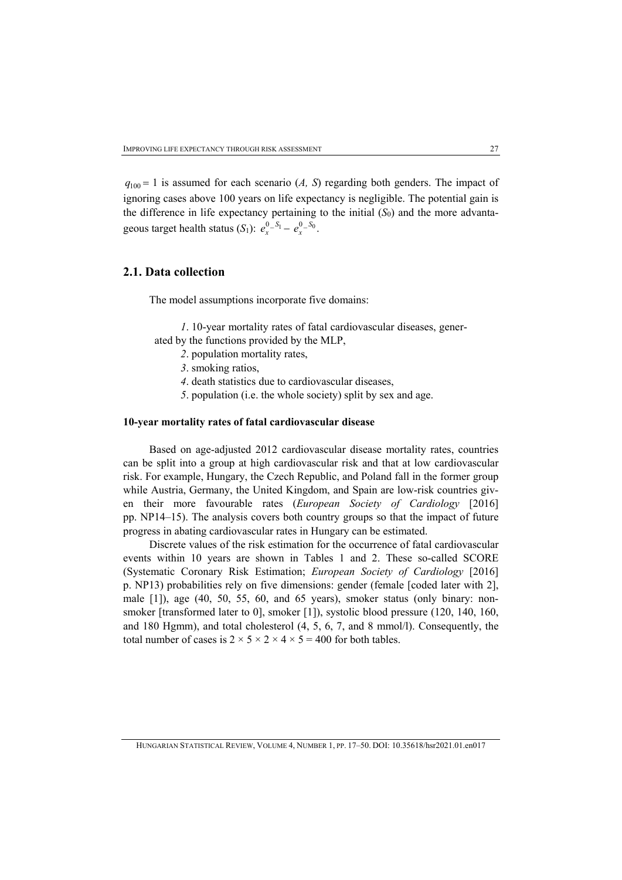$q_{100} = 1$ is assumed for each scenario (*A, S*) regarding both genders. The impact of ignoring cases above 100 years on life expectancy is negligible. The potential gain is the difference in life expectancy pertaining to the initial ($S_0$) and the more advantageous target health status ($S_1$): $e_x^{0\_S_1} - e_x^{0\_S_0}$.

## 2.1. Data collection

The model assumptions incorporate five domains:

*1*. 10-year mortality rates of fatal cardiovascular diseases, generated by the functions provided by the MLP,

*2*. population mortality rates,

*3*. smoking ratios,

*4*. death statistics due to cardiovascular diseases,

*5*. population (i.e. the whole society) split by sex and age.

**10-year mortality rates of fatal cardiovascular disease**

Based on age-adjusted 2012 cardiovascular disease mortality rates, countries can be split into a group at high cardiovascular risk and that at low cardiovascular risk. For example, Hungary, the Czech Republic, and Poland fall in the former group while Austria, Germany, the United Kingdom, and Spain are low-risk countries given their more favourable rates (*European Society of Cardiology* [2016] pp. NP14–15). The analysis covers both country groups so that the impact of future progress in abating cardiovascular rates in Hungary can be estimated.

Discrete values of the risk estimation for the occurrence of fatal cardiovascular events within 10 years are shown in Tables 1 and 2. These so-called SCORE (Systematic Coronary Risk Estimation; *European Society of Cardiology* [2016] p. NP13) probabilities rely on five dimensions: gender (female [coded later with 2], male [1]), age (40, 50, 55, 60, and 65 years), smoker status (only binary: non-smoker [transformed later to 0], smoker [1]), systolic blood pressure (120, 140, 160, and 180 Hgmm), and total cholesterol (4, 5, 6, 7, and 8 mmol/l). Consequently, the total number of cases is $2 \times 5 \times 2 \times 4 \times 5 = 400$ for both tables.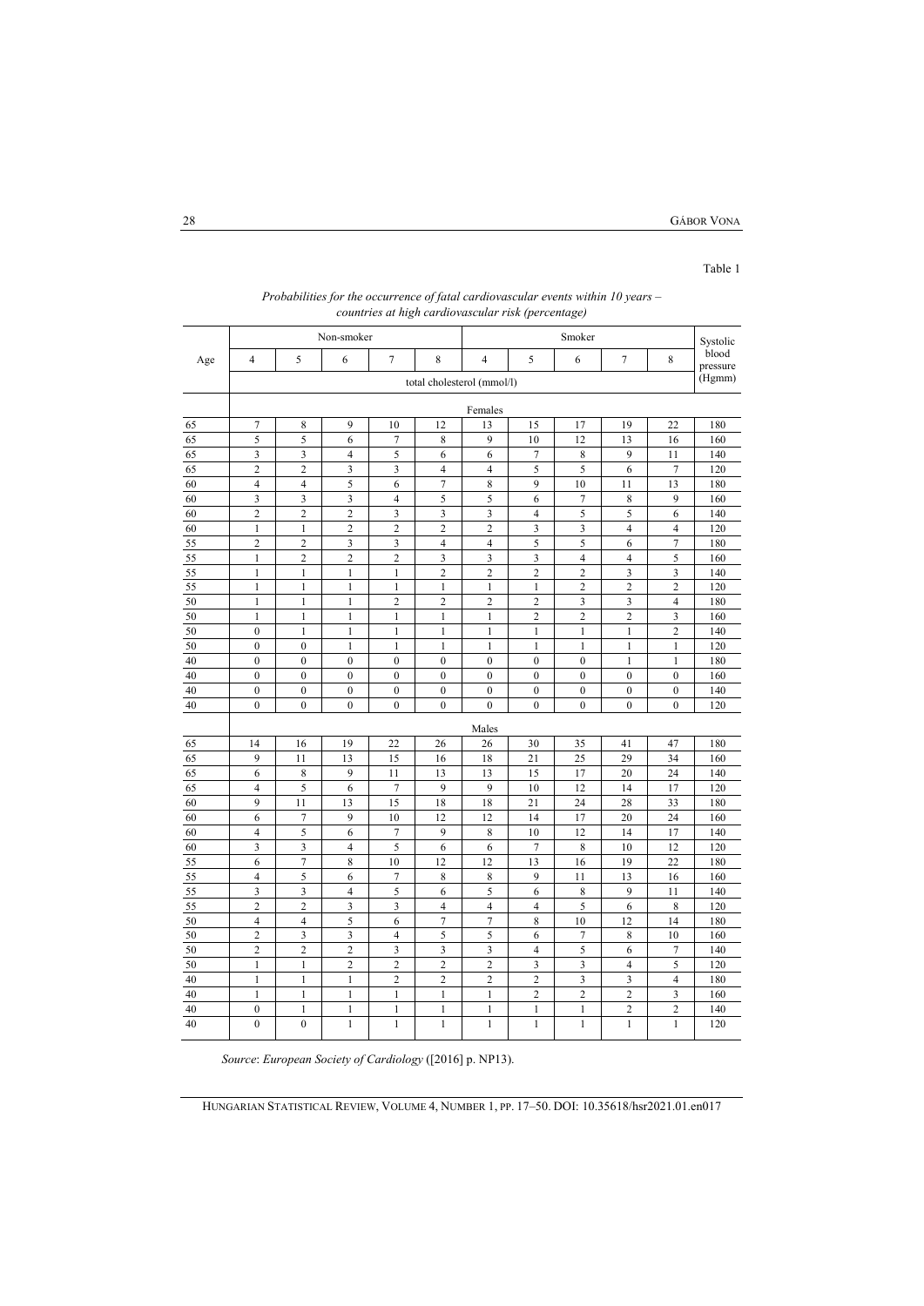Table 1

*Probabilities for the occurrence of fatal cardiovascular events within 10 years – countries at high cardiovascular risk (percentage)*

| Age | Non-smoker | | | | | Smoker | | | | | Systolic blood pressure (Hgmm) |
|---|---|---|---|---|---|---|---|---|---|---|---|
| | 4 | 5 | 6 | 7 | 8 | 4 | 5 | 6 | 7 | 8 | |
| | total cholesterol (mmol/l) | | | | | | | | | | |
| | Females | | | | | | | | | | |
| 65 | 7 | 8 | 9 | 10 | 12 | 13 | 15 | 17 | 19 | 22 | 180 |
| 65 | 5 | 5 | 6 | 7 | 8 | 9 | 10 | 12 | 13 | 16 | 160 |
| 65 | 3 | 3 | 4 | 5 | 6 | 6 | 7 | 8 | 9 | 11 | 140 |
| 65 | 2 | 2 | 3 | 3 | 4 | 4 | 5 | 5 | 6 | 7 | 120 |
| 60 | 4 | 4 | 5 | 6 | 7 | 8 | 9 | 10 | 11 | 13 | 180 |
| 60 | 3 | 3 | 3 | 4 | 5 | 5 | 6 | 7 | 8 | 9 | 160 |
| 60 | 2 | 2 | 2 | 3 | 3 | 3 | 4 | 5 | 5 | 6 | 140 |
| 60 | 1 | 1 | 2 | 2 | 2 | 2 | 3 | 3 | 4 | 4 | 120 |
| 55 | 2 | 2 | 3 | 3 | 4 | 4 | 5 | 5 | 6 | 7 | 180 |
| 55 | 1 | 2 | 2 | 2 | 3 | 3 | 3 | 4 | 4 | 5 | 160 |
| 55 | 1 | 1 | 1 | 1 | 2 | 2 | 2 | 2 | 3 | 3 | 140 |
| 55 | 1 | 1 | 1 | 1 | 1 | 1 | 1 | 2 | 2 | 2 | 120 |
| 50 | 1 | 1 | 1 | 2 | 2 | 2 | 2 | 3 | 3 | 4 | 180 |
| 50 | 1 | 1 | 1 | 1 | 1 | 1 | 2 | 2 | 2 | 3 | 160 |
| 50 | 0 | 1 | 1 | 1 | 1 | 1 | 1 | 1 | 1 | 2 | 140 |
| 50 | 0 | 0 | 1 | 1 | 1 | 1 | 1 | 1 | 1 | 1 | 120 |
| 40 | 0 | 0 | 0 | 0 | 0 | 0 | 0 | 0 | 1 | 1 | 180 |
| 40 | 0 | 0 | 0 | 0 | 0 | 0 | 0 | 0 | 0 | 0 | 160 |
| 40 | 0 | 0 | 0 | 0 | 0 | 0 | 0 | 0 | 0 | 0 | 140 |
| 40 | 0 | 0 | 0 | 0 | 0 | 0 | 0 | 0 | 0 | 0 | 120 |
| | Males | | | | | | | | | | |
| 65 | 14 | 16 | 19 | 22 | 26 | 26 | 30 | 35 | 41 | 47 | 180 |
| 65 | 9 | 11 | 13 | 15 | 16 | 18 | 21 | 25 | 29 | 34 | 160 |
| 65 | 6 | 8 | 9 | 11 | 13 | 13 | 15 | 17 | 20 | 24 | 140 |
| 65 | 4 | 5 | 6 | 7 | 9 | 9 | 10 | 12 | 14 | 17 | 120 |
| 60 | 9 | 11 | 13 | 15 | 18 | 18 | 21 | 24 | 28 | 33 | 180 |
| 60 | 6 | 7 | 9 | 10 | 12 | 12 | 14 | 17 | 20 | 24 | 160 |
| 60 | 4 | 5 | 6 | 7 | 9 | 8 | 10 | 12 | 14 | 17 | 140 |
| 60 | 3 | 3 | 4 | 5 | 6 | 6 | 7 | 8 | 10 | 12 | 120 |
| 55 | 6 | 7 | 8 | 10 | 12 | 12 | 13 | 16 | 19 | 22 | 180 |
| 55 | 4 | 5 | 6 | 7 | 8 | 8 | 9 | 11 | 13 | 16 | 160 |
| 55 | 3 | 3 | 4 | 5 | 6 | 5 | 6 | 8 | 9 | 11 | 140 |
| 55 | 2 | 2 | 3 | 3 | 4 | 4 | 4 | 5 | 6 | 8 | 120 |
| 50 | 4 | 4 | 5 | 6 | 7 | 7 | 8 | 10 | 12 | 14 | 180 |
| 50 | 2 | 3 | 3 | 4 | 5 | 5 | 6 | 7 | 8 | 10 | 160 |
| 50 | 2 | 2 | 2 | 3 | 3 | 3 | 4 | 5 | 6 | 7 | 140 |
| 50 | 1 | 1 | 2 | 2 | 2 | 2 | 3 | 3 | 4 | 5 | 120 |
| 40 | 1 | 1 | 1 | 2 | 2 | 2 | 2 | 3 | 3 | 4 | 180 |
| 40 | 1 | 1 | 1 | 1 | 1 | 1 | 2 | 2 | 2 | 3 | 160 |
| 40 | 0 | 1 | 1 | 1 | 1 | 1 | 1 | 1 | 2 | 2 | 140 |
| 40 | 0 | 0 | 1 | 1 | 1 | 1 | 1 | 1 | 1 | 1 | 120 |

*Source*: *European Society of Cardiology* ([2016] p. NP13).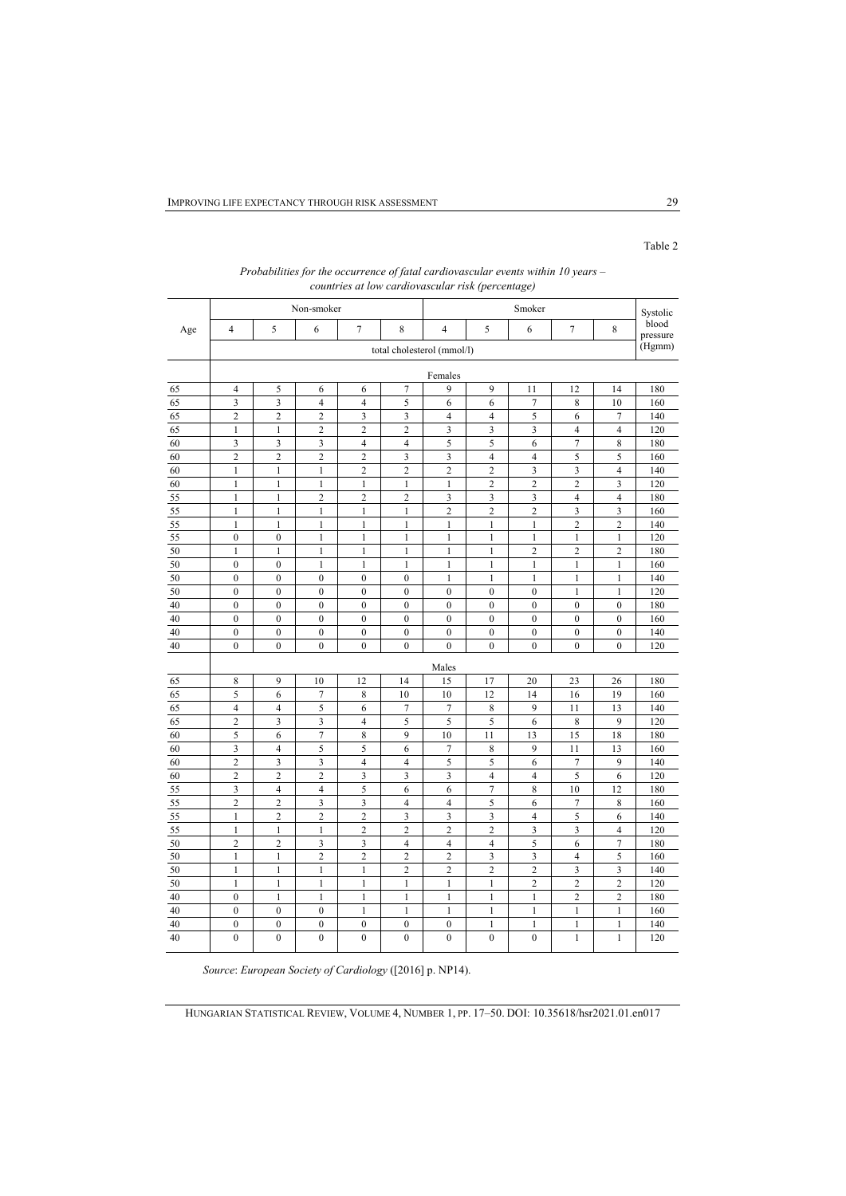Table 2

*Probabilities for the occurrence of fatal cardiovascular events within 10 years – countries at low cardiovascular risk (percentage)*

| Age | Non-smoker | | | | | Smoker | | | | | Systolic blood pressure (Hgmm) |
|---|---|---|---|---|---|---|---|---|---|---|---|
| | 4 | 5 | 6 | 7 | 8 | 4 | 5 | 6 | 7 | 8 | |
| | total cholesterol (mmol/l) | | | | | | | | | | |
| | Females | | | | | | | | | | |
| 65 | 4 | 5 | 6 | 6 | 7 | 9 | 9 | 11 | 12 | 14 | 180 |
| 65 | 3 | 3 | 4 | 4 | 5 | 6 | 6 | 7 | 8 | 10 | 160 |
| 65 | 2 | 2 | 2 | 3 | 3 | 4 | 4 | 5 | 6 | 7 | 140 |
| 65 | 1 | 1 | 2 | 2 | 2 | 3 | 3 | 3 | 4 | 4 | 120 |
| 60 | 3 | 3 | 3 | 4 | 4 | 5 | 5 | 6 | 7 | 8 | 180 |
| 60 | 2 | 2 | 2 | 2 | 3 | 3 | 4 | 4 | 5 | 5 | 160 |
| 60 | 1 | 1 | 1 | 2 | 2 | 2 | 2 | 3 | 3 | 4 | 140 |
| 60 | 1 | 1 | 1 | 1 | 1 | 1 | 2 | 2 | 2 | 3 | 120 |
| 55 | 1 | 1 | 2 | 2 | 2 | 3 | 3 | 3 | 4 | 4 | 180 |
| 55 | 1 | 1 | 1 | 1 | 1 | 2 | 2 | 2 | 3 | 3 | 160 |
| 55 | 1 | 1 | 1 | 1 | 1 | 1 | 1 | 1 | 2 | 2 | 140 |
| 55 | 0 | 0 | 1 | 1 | 1 | 1 | 1 | 1 | 1 | 1 | 120 |
| 50 | 1 | 1 | 1 | 1 | 1 | 1 | 1 | 2 | 2 | 2 | 180 |
| 50 | 0 | 0 | 1 | 1 | 1 | 1 | 1 | 1 | 1 | 1 | 160 |
| 50 | 0 | 0 | 0 | 0 | 0 | 1 | 1 | 1 | 1 | 1 | 140 |
| 50 | 0 | 0 | 0 | 0 | 0 | 0 | 0 | 0 | 1 | 1 | 120 |
| 40 | 0 | 0 | 0 | 0 | 0 | 0 | 0 | 0 | 0 | 0 | 180 |
| 40 | 0 | 0 | 0 | 0 | 0 | 0 | 0 | 0 | 0 | 0 | 160 |
| 40 | 0 | 0 | 0 | 0 | 0 | 0 | 0 | 0 | 0 | 0 | 140 |
| 40 | 0 | 0 | 0 | 0 | 0 | 0 | 0 | 0 | 0 | 0 | 120 |
| | Males | | | | | | | | | | |
| 65 | 8 | 9 | 10 | 12 | 14 | 15 | 17 | 20 | 23 | 26 | 180 |
| 65 | 5 | 6 | 7 | 8 | 10 | 10 | 12 | 14 | 16 | 19 | 160 |
| 65 | 4 | 4 | 5 | 6 | 7 | 7 | 8 | 9 | 11 | 13 | 140 |
| 65 | 2 | 3 | 3 | 4 | 5 | 5 | 5 | 6 | 8 | 9 | 120 |
| 60 | 5 | 6 | 7 | 8 | 9 | 10 | 11 | 13 | 15 | 18 | 180 |
| 60 | 3 | 4 | 5 | 5 | 6 | 7 | 8 | 9 | 11 | 13 | 160 |
| 60 | 2 | 3 | 3 | 4 | 4 | 5 | 5 | 6 | 7 | 9 | 140 |
| 60 | 2 | 2 | 2 | 3 | 3 | 3 | 4 | 4 | 5 | 6 | 120 |
| 55 | 3 | 4 | 4 | 5 | 6 | 6 | 7 | 8 | 10 | 12 | 180 |
| 55 | 2 | 2 | 3 | 3 | 4 | 4 | 5 | 6 | 7 | 8 | 160 |
| 55 | 1 | 2 | 2 | 2 | 3 | 3 | 3 | 4 | 5 | 6 | 140 |
| 55 | 1 | 1 | 1 | 2 | 2 | 2 | 2 | 3 | 3 | 4 | 120 |
| 50 | 2 | 2 | 3 | 3 | 4 | 4 | 4 | 5 | 6 | 7 | 180 |
| 50 | 1 | 1 | 2 | 2 | 2 | 2 | 3 | 3 | 4 | 5 | 160 |
| 50 | 1 | 1 | 1 | 1 | 2 | 2 | 2 | 2 | 3 | 3 | 140 |
| 50 | 1 | 1 | 1 | 1 | 1 | 1 | 1 | 2 | 2 | 2 | 120 |
| 40 | 0 | 1 | 1 | 1 | 1 | 1 | 1 | 1 | 2 | 2 | 180 |
| 40 | 0 | 0 | 0 | 1 | 1 | 1 | 1 | 1 | 1 | 1 | 160 |
| 40 | 0 | 0 | 0 | 0 | 0 | 0 | 1 | 1 | 1 | 1 | 140 |
| 40 | 0 | 0 | 0 | 0 | 0 | 0 | 0 | 0 | 1 | 1 | 120 |

*Source*: *European Society of Cardiology* ([2016] p. NP14).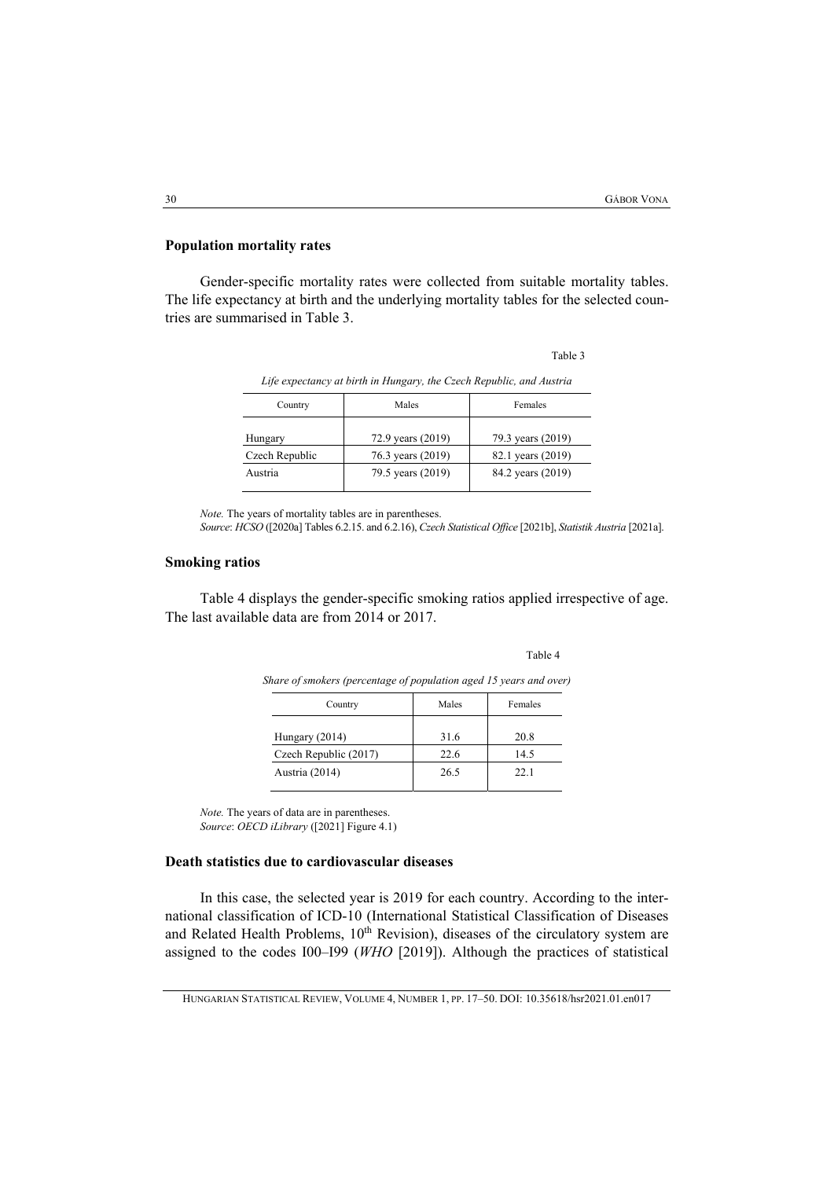### Population mortality rates

Gender-specific mortality rates were collected from suitable mortality tables. The life expectancy at birth and the underlying mortality tables for the selected countries are summarised in Table 3.

Table 3

*Life expectancy at birth in Hungary, the Czech Republic, and Austria*

| Country | Males | Females |
|---|---|---|
| Hungary | 72.9 years (2019) | 79.3 years (2019) |
| Czech Republic | 76.3 years (2019) | 82.1 years (2019) |
| Austria | 79.5 years (2019) | 84.2 years (2019) |

*Note.* The years of mortality tables are in parentheses.
*Source*: *HCSO* ([2020a] Tables 6.2.15. and 6.2.16), *Czech Statistical Office* [2021b], *Statistik Austria* [2021a].

### Smoking ratios

Table 4 displays the gender-specific smoking ratios applied irrespective of age. The last available data are from 2014 or 2017.

Table 4

*Share of smokers (percentage of population aged 15 years and over)*

| Country | Males | Females |
|---|---|---|
| Hungary (2014) | 31.6 | 20.8 |
| Czech Republic (2017) | 22.6 | 14.5 |
| Austria (2014) | 26.5 | 22.1 |

*Note.* The years of data are in parentheses.
*Source*: *OECD iLibrary* ([2021] Figure 4.1)

### Death statistics due to cardiovascular diseases

In this case, the selected year is 2019 for each country. According to the international classification of ICD-10 (International Statistical Classification of Diseases and Related Health Problems, 10th Revision), diseases of the circulatory system are assigned to the codes I00–I99 (*WHO* [2019]). Although the practices of statistical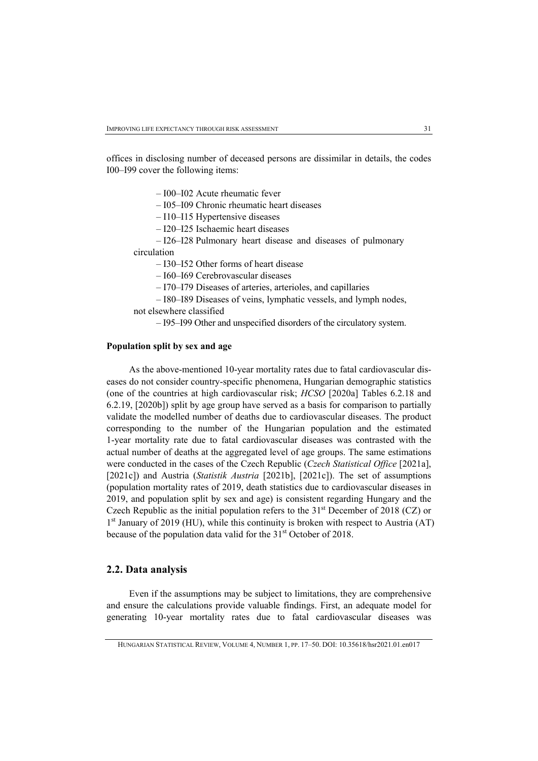offices in disclosing number of deceased persons are dissimilar in details, the codes I00–I99 cover the following items:

- I00–I02 Acute rheumatic fever
- I05–I09 Chronic rheumatic heart diseases
- I10–I15 Hypertensive diseases
- I20–I25 Ischaemic heart diseases
- I26–I28 Pulmonary heart disease and diseases of pulmonary circulation
- I30–I52 Other forms of heart disease
- I60–I69 Cerebrovascular diseases
- I70–I79 Diseases of arteries, arterioles, and capillaries
- I80–I89 Diseases of veins, lymphatic vessels, and lymph nodes, not elsewhere classified
- I95–I99 Other and unspecified disorders of the circulatory system.

**Population split by sex and age**

As the above-mentioned 10-year mortality rates due to fatal cardiovascular diseases do not consider country-specific phenomena, Hungarian demographic statistics (one of the countries at high cardiovascular risk; *HCSO* [2020a] Tables 6.2.18 and 6.2.19, [2020b]) split by age group have served as a basis for comparison to partially validate the modelled number of deaths due to cardiovascular diseases. The product corresponding to the number of the Hungarian population and the estimated 1-year mortality rate due to fatal cardiovascular diseases was contrasted with the actual number of deaths at the aggregated level of age groups. The same estimations were conducted in the cases of the Czech Republic (*Czech Statistical Office* [2021a], [2021c]) and Austria (*Statistik Austria* [2021b], [2021c]). The set of assumptions (population mortality rates of 2019, death statistics due to cardiovascular diseases in 2019, and population split by sex and age) is consistent regarding Hungary and the Czech Republic as the initial population refers to the 31st December of 2018 (CZ) or 1st January of 2019 (HU), while this continuity is broken with respect to Austria (AT) because of the population data valid for the 31st October of 2018.

## 2.2. Data analysis

Even if the assumptions may be subject to limitations, they are comprehensive and ensure the calculations provide valuable findings. First, an adequate model for generating 10-year mortality rates due to fatal cardiovascular diseases was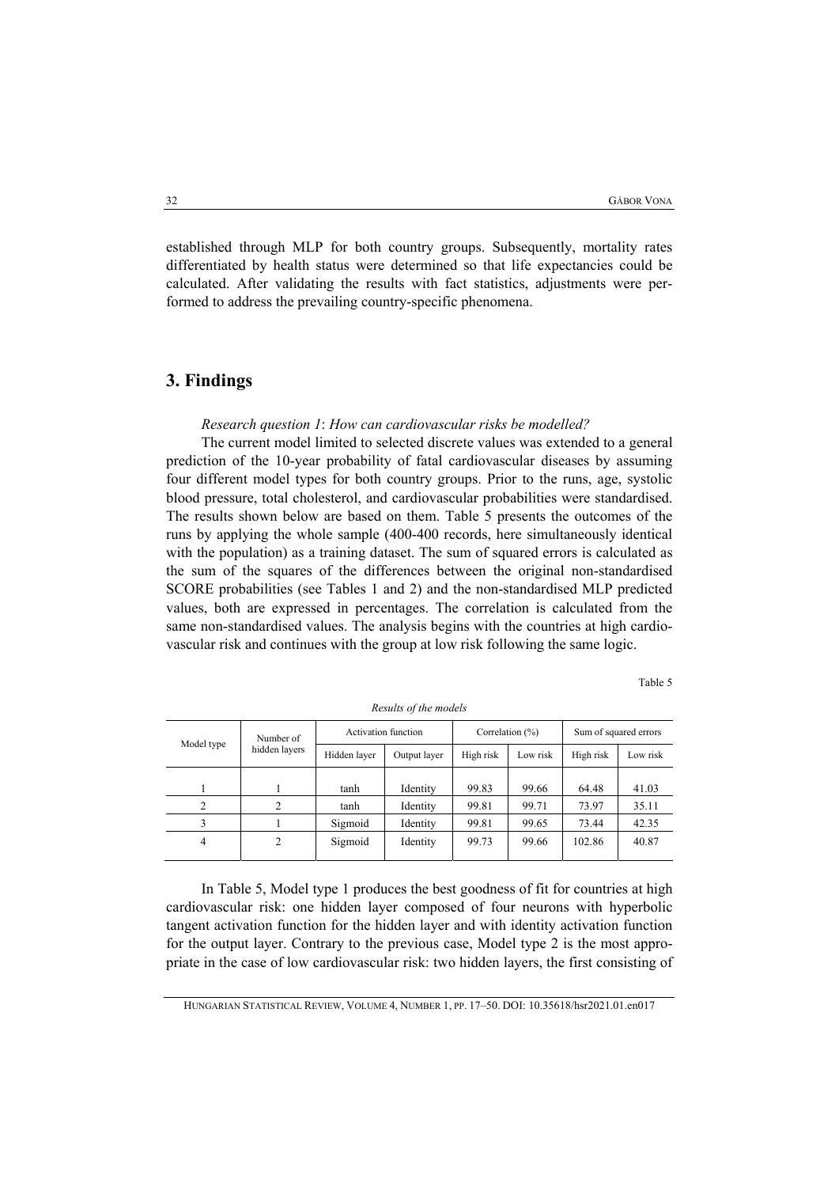established through MLP for both country groups. Subsequently, mortality rates differentiated by health status were determined so that life expectancies could be calculated. After validating the results with fact statistics, adjustments were performed to address the prevailing country-specific phenomena.

## 3. Findings

*Research question 1*: *How can cardiovascular risks be modelled?*

The current model limited to selected discrete values was extended to a general prediction of the 10-year probability of fatal cardiovascular diseases by assuming four different model types for both country groups. Prior to the runs, age, systolic blood pressure, total cholesterol, and cardiovascular probabilities were standardised. The results shown below are based on them. Table 5 presents the outcomes of the runs by applying the whole sample (400-400 records, here simultaneously identical with the population) as a training dataset. The sum of squared errors is calculated as the sum of the squares of the differences between the original non-standardised SCORE probabilities (see Tables 1 and 2) and the non-standardised MLP predicted values, both are expressed in percentages. The correlation is calculated from the same non-standardised values. The analysis begins with the countries at high cardiovascular risk and continues with the group at low risk following the same logic.

Table 5

*Results of the models*

| Model type | Number of hidden layers | Activation function | | Correlation (%) | | Sum of squared errors | |
|---|---|---|---|---|---|---|---|
| | | Hidden layer | Output layer | High risk | Low risk | High risk | Low risk |
| 1 | 1 | tanh | Identity | 99.83 | 99.66 | 64.48 | 41.03 |
| 2 | 2 | tanh | Identity | 99.81 | 99.71 | 73.97 | 35.11 |
| 3 | 1 | Sigmoid | Identity | 99.81 | 99.65 | 73.44 | 42.35 |
| 4 | 2 | Sigmoid | Identity | 99.73 | 99.66 | 102.86 | 40.87 |

In Table 5, Model type 1 produces the best goodness of fit for countries at high cardiovascular risk: one hidden layer composed of four neurons with hyperbolic tangent activation function for the hidden layer and with identity activation function for the output layer. Contrary to the previous case, Model type 2 is the most appropriate in the case of low cardiovascular risk: two hidden layers, the first consisting of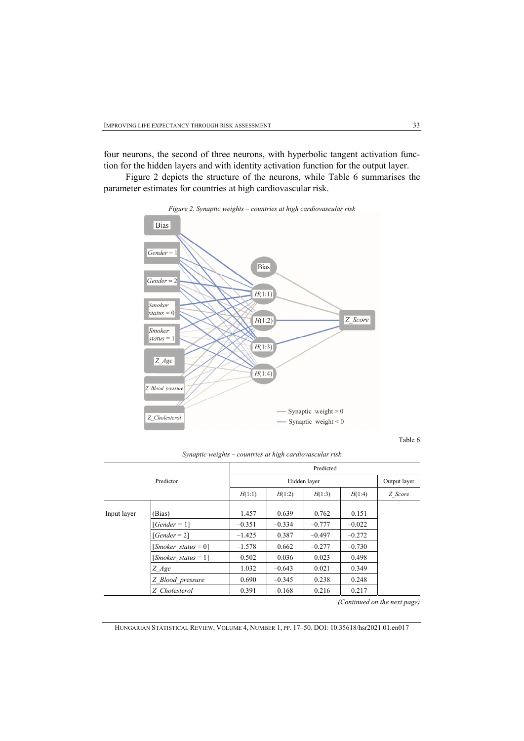four neurons, the second of three neurons, with hyperbolic tangent activation function for the hidden layers and with identity activation function for the output layer.

Figure 2 depicts the structure of the neurons, while Table 6 summarises the parameter estimates for countries at high cardiovascular risk.

*Figure 2. Synaptic weights – countries at high cardiovascular risk*

Bias
*Gender* = 1
*Gender* = 2
*Smoker status* = 0
*Smoker status* = 1
*Z_Age*
*Z_Blood_pressure*
*Z_Cholesterol*
Bias
*H*(1:1)
*H*(1:2)
*H*(1:3)
*H*(1:4)
*Z_Score*
Synaptic weight > 0
Synaptic weight < 0

Table 6

*Synaptic weights – countries at high cardiovascular risk*

| Predictor | | Predicted | | | | |
|---|---|---|---|---|---|---|
| | | Hidden layer | | | | Output layer |
| | | *H*(1:1) | *H*(1:2) | *H*(1:3) | *H*(1:4) | *Z_Score* |
| Input layer | (Bias) | –1.457 | 0.639 | –0.762 | 0.151 | |
| | [*Gender* = 1] | –0.351 | –0.334 | –0.777 | –0.022 | |
| | [*Gender* = 2] | –1.425 | 0.387 | –0.497 | –0.272 | |
| | [*Smoker_status* = 0] | –1.578 | 0.662 | –0.277 | –0.730 | |
| | [*Smoker_status* = 1] | –0.502 | 0.036 | 0.023 | –0.498 | |
| | *Z_Age* | 1.032 | –0.643 | 0.021 | 0.349 | |
| | *Z_Blood_pressure* | 0.690 | –0.345 | 0.238 | 0.248 | |
| | *Z_Cholesterol* | 0.391 | –0.168 | 0.216 | 0.217 | |

*(Continued on the next page)*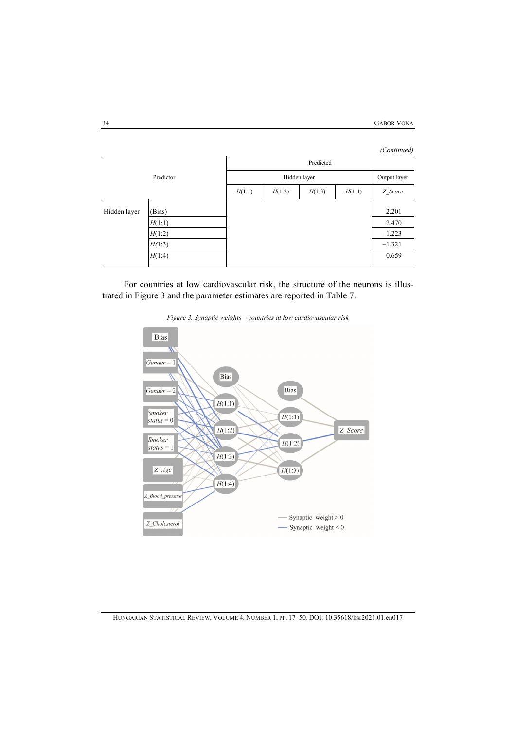*(Continued)*

| Predictor | | Predicted | | | | |
|---|---|---|---|---|---|---|
| | | Hidden layer | | | | Output layer |
| | | $H(1:1)$ | $H(1:2)$ | $H(1:3)$ | $H(1:4)$ | *Z_Score* |
| Hidden layer | (Bias) | | | | | 2.201 |
| | $H(1:1)$ | | | | | 2.470 |
| | $H(1:2)$ | | | | | –1.223 |
| | $H(1:3)$ | | | | | –1.321 |
| | $H(1:4)$ | | | | | 0.659 |

For countries at low cardiovascular risk, the structure of the neurons is illustrated in Figure 3 and the parameter estimates are reported in Table 7.

*Figure 3. Synaptic weights – countries at low cardiovascular risk*

Bias
*Gender* = 1
*Gender* = 2
*Smoker status* = 0
*Smoker status* = 1
*Z_Age*
*Z_Blood_pressure*
*Z_Cholesterol*
Bias
$H(1:1)$
$H(1:2)$
$H(1:3)$
$H(1:4)$
Bias
$H(1:1)$
$H(1:2)$
$H(1:3)$
*Z_Score*

Synaptic weight > 0
Synaptic weight < 0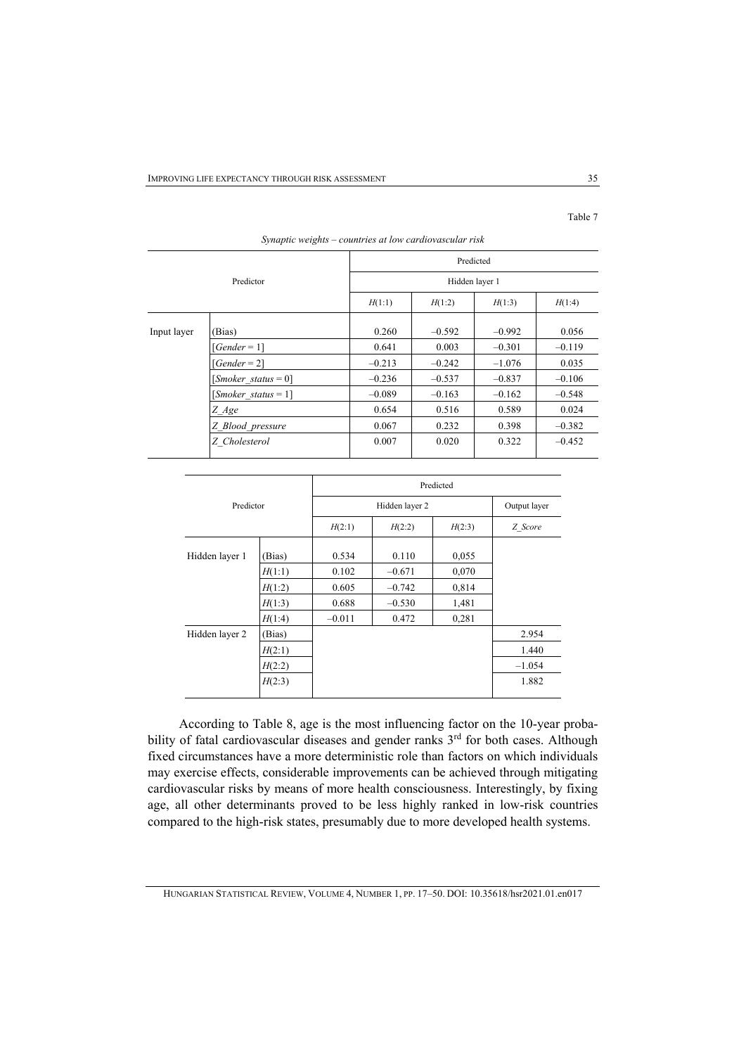Table 7

*Synaptic weights – countries at low cardiovascular risk*

| Predictor | | Predicted | | | |
|---|---|---|---|---|---|
| | | Hidden layer 1 | | | |
| | | *H*(1:1) | *H*(1:2) | *H*(1:3) | *H*(1:4) |
| Input layer | (Bias) | 0.260 | –0.592 | –0.992 | 0.056 |
| | [*Gender* = 1] | 0.641 | 0.003 | –0.301 | –0.119 |
| | [*Gender* = 2] | –0.213 | –0.242 | –1.076 | 0.035 |
| | [*Smoker_status* = 0] | –0.236 | –0.537 | –0.837 | –0.106 |
| | [*Smoker_status* = 1] | –0.089 | –0.163 | –0.162 | –0.548 |
| | *Z_Age* | 0.654 | 0.516 | 0.589 | 0.024 |
| | *Z_Blood_pressure* | 0.067 | 0.232 | 0.398 | –0.382 |
| | *Z_Cholesterol* | 0.007 | 0.020 | 0.322 | –0.452 |

| Predictor | | Predicted | | | |
|---|---|---|---|---|---|
| | | Hidden layer 2 | | | Output layer |
| | | *H*(2:1) | *H*(2:2) | *H*(2:3) | *Z_Score* |
| Hidden layer 1 | (Bias) | 0.534 | 0.110 | 0,055 | |
| | *H*(1:1) | 0.102 | –0.671 | 0,070 | |
| | *H*(1:2) | 0.605 | –0.742 | 0,814 | |
| | *H*(1:3) | 0.688 | –0.530 | 1,481 | |
| | *H*(1:4) | –0.011 | 0.472 | 0,281 | |
| Hidden layer 2 | (Bias) | | | | 2.954 |
| | *H*(2:1) | | | | 1.440 |
| | *H*(2:2) | | | | –1.054 |
| | *H*(2:3) | | | | 1.882 |

According to Table 8, age is the most influencing factor on the 10-year probability of fatal cardiovascular diseases and gender ranks 3rd for both cases. Although fixed circumstances have a more deterministic role than factors on which individuals may exercise effects, considerable improvements can be achieved through mitigating cardiovascular risks by means of more health consciousness. Interestingly, by fixing age, all other determinants proved to be less highly ranked in low-risk countries compared to the high-risk states, presumably due to more developed health systems.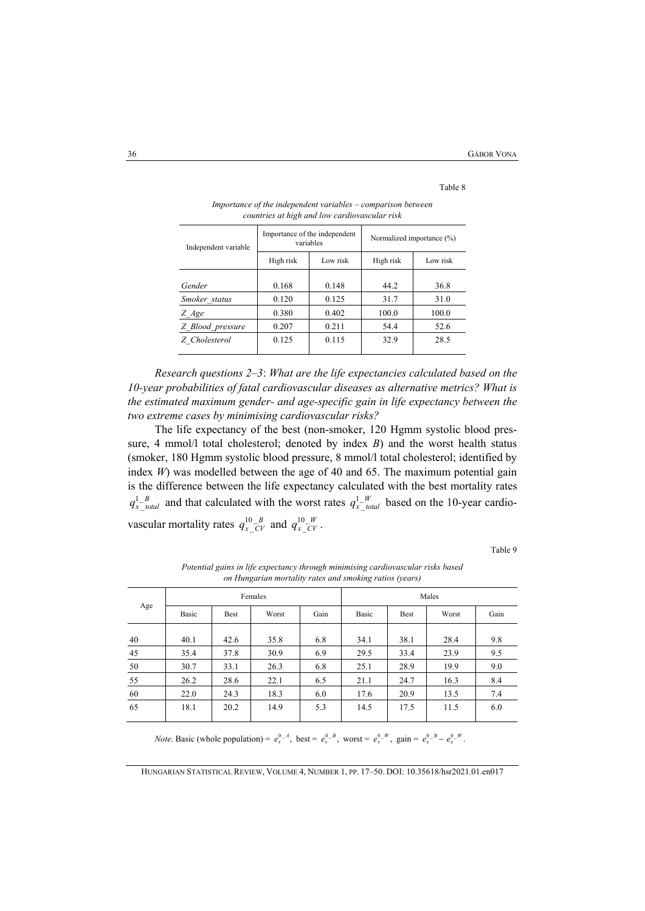Table 8

*Importance of the independent variables – comparison between countries at high and low cardiovascular risk*

| Independent variable | Importance of the independent variables | | Normalized importance (%) | |
|---|---|---|---|---|
| | High risk | Low risk | High risk | Low risk |
| *Gender* | 0.168 | 0.148 | 44.2 | 36.8 |
| *Smoker_status* | 0.120 | 0.125 | 31.7 | 31.0 |
| *Z_Age* | 0.380 | 0.402 | 100.0 | 100.0 |
| *Z_Blood_pressure* | 0.207 | 0.211 | 54.4 | 52.6 |
| *Z_Cholesterol* | 0.125 | 0.115 | 32.9 | 28.5 |

*Research questions 2–3*: *What are the life expectancies calculated based on the 10-year probabilities of fatal cardiovascular diseases as alternative metrics? What is the estimated maximum gender- and age-specific gain in life expectancy between the two extreme cases by minimising cardiovascular risks?*

The life expectancy of the best (non-smoker, 120 Hgmm systolic blood pressure, 4 mmol/l total cholesterol; denoted by index *B*) and the worst health status (smoker, 180 Hgmm systolic blood pressure, 8 mmol/l total cholesterol; identified by index *W*) was modelled between the age of 40 and 65. The maximum potential gain is the difference between the life expectancy calculated with the best mortality rates $q_{x\_total}^{1\_B}$ and that calculated with the worst rates $q_{x\_total}^{1\_W}$ based on the 10-year cardiovascular mortality rates $q_{x\_CV}^{10\_B}$ and $q_{x\_CV}^{10\_W}$.

Table 9

*Potential gains in life expectancy through minimising cardiovascular risks based on Hungarian mortality rates and smoking ratios (years)*

| Age | Females | | | | Males | | | |
|---|---|---|---|---|---|---|---|---|
| | Basic | Best | Worst | Gain | Basic | Best | Worst | Gain |
| 40 | 40.1 | 42.6 | 35.8 | 6.8 | 34.1 | 38.1 | 28.4 | 9.8 |
| 45 | 35.4 | 37.8 | 30.9 | 6.9 | 29.5 | 33.4 | 23.9 | 9.5 |
| 50 | 30.7 | 33.1 | 26.3 | 6.8 | 25.1 | 28.9 | 19.9 | 9.0 |
| 55 | 26.2 | 28.6 | 22.1 | 6.5 | 21.1 | 24.7 | 16.3 | 8.4 |
| 60 | 22.0 | 24.3 | 18.3 | 6.0 | 17.6 | 20.9 | 13.5 | 7.4 |
| 65 | 18.1 | 20.2 | 14.9 | 5.3 | 14.5 | 17.5 | 11.5 | 6.0 |

*Note*. Basic (whole population) = $e_x^{0\_A}$, best = $e_x^{0\_B}$, worst = $e_x^{0\_W}$, gain = $e_x^{0\_B} - e_x^{0\_W}$.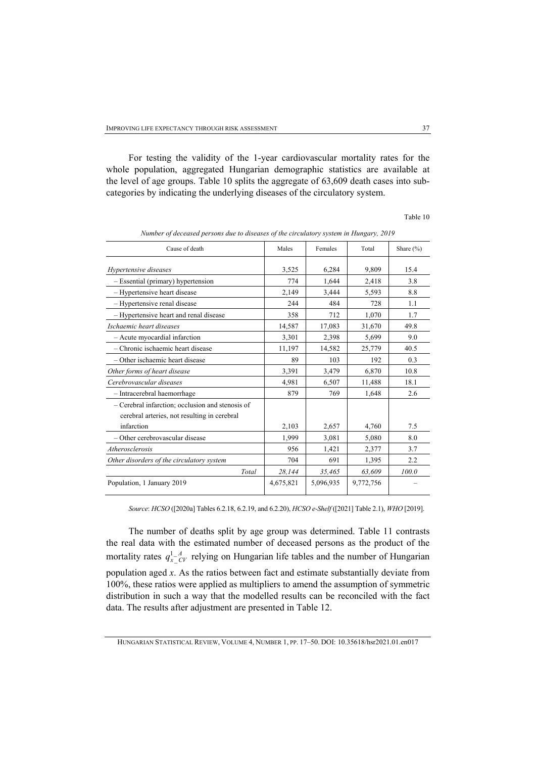For testing the validity of the 1-year cardiovascular mortality rates for the whole population, aggregated Hungarian demographic statistics are available at the level of age groups. Table 10 splits the aggregate of 63,609 death cases into sub-categories by indicating the underlying diseases of the circulatory system.

Table 10

*Number of deceased persons due to diseases of the circulatory system in Hungary, 2019*

| Cause of death | Males | Females | Total | Share (%) |
|---|---|---|---|---|
| *Hypertensive diseases* | 3,525 | 6,284 | 9,809 | 15.4 |
| – Essential (primary) hypertension | 774 | 1,644 | 2,418 | 3.8 |
| – Hypertensive heart disease | 2,149 | 3,444 | 5,593 | 8.8 |
| – Hypertensive renal disease | 244 | 484 | 728 | 1.1 |
| – Hypertensive heart and renal disease | 358 | 712 | 1,070 | 1.7 |
| *Ischaemic heart diseases* | 14,587 | 17,083 | 31,670 | 49.8 |
| – Acute myocardial infarction | 3,301 | 2,398 | 5,699 | 9.0 |
| – Chronic ischaemic heart disease | 11,197 | 14,582 | 25,779 | 40.5 |
| – Other ischaemic heart disease | 89 | 103 | 192 | 0.3 |
| *Other forms of heart disease* | 3,391 | 3,479 | 6,870 | 10.8 |
| *Cerebrovascular diseases* | 4,981 | 6,507 | 11,488 | 18.1 |
| – Intracerebral haemorrhage | 879 | 769 | 1,648 | 2.6 |
| – Cerebral infarction; occlusion and stenosis of cerebral arteries, not resulting in cerebral infarction | 2,103 | 2,657 | 4,760 | 7.5 |
| – Other cerebrovascular disease | 1,999 | 3,081 | 5,080 | 8.0 |
| *Atherosclerosis* | 956 | 1,421 | 2,377 | 3.7 |
| *Other disorders of the circulatory system* | 704 | 691 | 1,395 | 2.2 |
| *Total* | *28,144* | *35,465* | *63,609* | *100.0* |
| Population, 1 January 2019 | 4,675,821 | 5,096,935 | 9,772,756 | – |

*Source*: *HCSO* ([2020a] Tables 6.2.18, 6.2.19, and 6.2.20), *HCSO e-Shelf* ([2021] Table 2.1), *WHO* [2019].

The number of deaths split by age group was determined. Table 11 contrasts the real data with the estimated number of deceased persons as the product of the mortality rates $q_{x\_CV}^{1\_A}$ relying on Hungarian life tables and the number of Hungarian population aged $x$. As the ratios between fact and estimate substantially deviate from 100%, these ratios were applied as multipliers to amend the assumption of symmetric distribution in such a way that the modelled results can be reconciled with the fact data. The results after adjustment are presented in Table 12.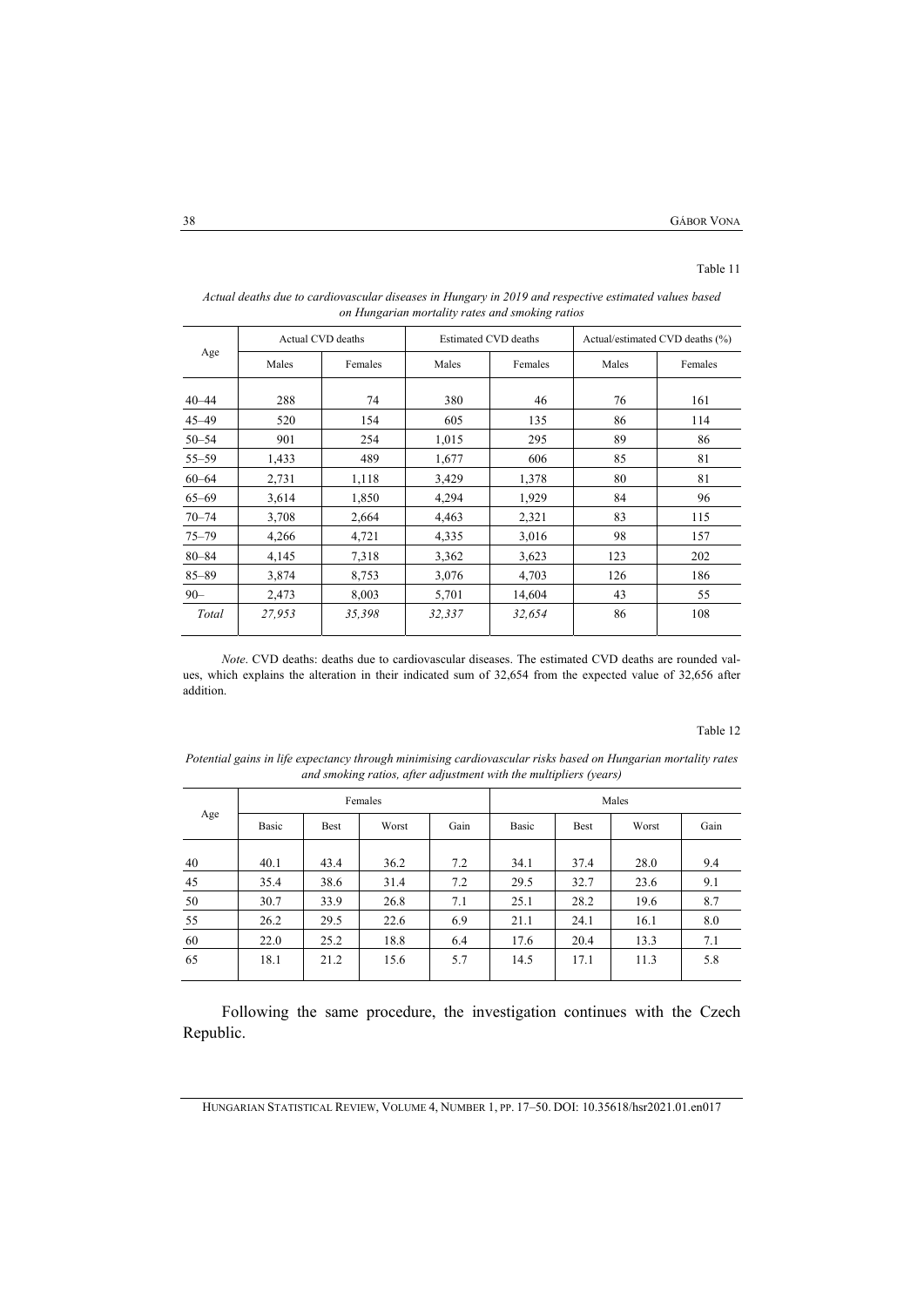Table 11

*Actual deaths due to cardiovascular diseases in Hungary in 2019 and respective estimated values based on Hungarian mortality rates and smoking ratios*

| Age | Actual CVD deaths | | Estimated CVD deaths | | Actual/estimated CVD deaths (%) | |
|---|---|---|---|---|---|---|
| | Males | Females | Males | Females | Males | Females |
| 40–44 | 288 | 74 | 380 | 46 | 76 | 161 |
| 45–49 | 520 | 154 | 605 | 135 | 86 | 114 |
| 50–54 | 901 | 254 | 1,015 | 295 | 89 | 86 |
| 55–59 | 1,433 | 489 | 1,677 | 606 | 85 | 81 |
| 60–64 | 2,731 | 1,118 | 3,429 | 1,378 | 80 | 81 |
| 65–69 | 3,614 | 1,850 | 4,294 | 1,929 | 84 | 96 |
| 70–74 | 3,708 | 2,664 | 4,463 | 2,321 | 83 | 115 |
| 75–79 | 4,266 | 4,721 | 4,335 | 3,016 | 98 | 157 |
| 80–84 | 4,145 | 7,318 | 3,362 | 3,623 | 123 | 202 |
| 85–89 | 3,874 | 8,753 | 3,076 | 4,703 | 126 | 186 |
| 90– | 2,473 | 8,003 | 5,701 | 14,604 | 43 | 55 |
| *Total* | *27,953* | *35,398* | *32,337* | *32,654* | 86 | 108 |

*Note*. CVD deaths: deaths due to cardiovascular diseases. The estimated CVD deaths are rounded values, which explains the alteration in their indicated sum of 32,654 from the expected value of 32,656 after addition.

Table 12

*Potential gains in life expectancy through minimising cardiovascular risks based on Hungarian mortality rates and smoking ratios, after adjustment with the multipliers (years)*

| Age | Females | | | | Males | | | |
|---|---|---|---|---|---|---|---|---|
| | Basic | Best | Worst | Gain | Basic | Best | Worst | Gain |
| 40 | 40.1 | 43.4 | 36.2 | 7.2 | 34.1 | 37.4 | 28.0 | 9.4 |
| 45 | 35.4 | 38.6 | 31.4 | 7.2 | 29.5 | 32.7 | 23.6 | 9.1 |
| 50 | 30.7 | 33.9 | 26.8 | 7.1 | 25.1 | 28.2 | 19.6 | 8.7 |
| 55 | 26.2 | 29.5 | 22.6 | 6.9 | 21.1 | 24.1 | 16.1 | 8.0 |
| 60 | 22.0 | 25.2 | 18.8 | 6.4 | 17.6 | 20.4 | 13.3 | 7.1 |
| 65 | 18.1 | 21.2 | 15.6 | 5.7 | 14.5 | 17.1 | 11.3 | 5.8 |

Following the same procedure, the investigation continues with the Czech Republic.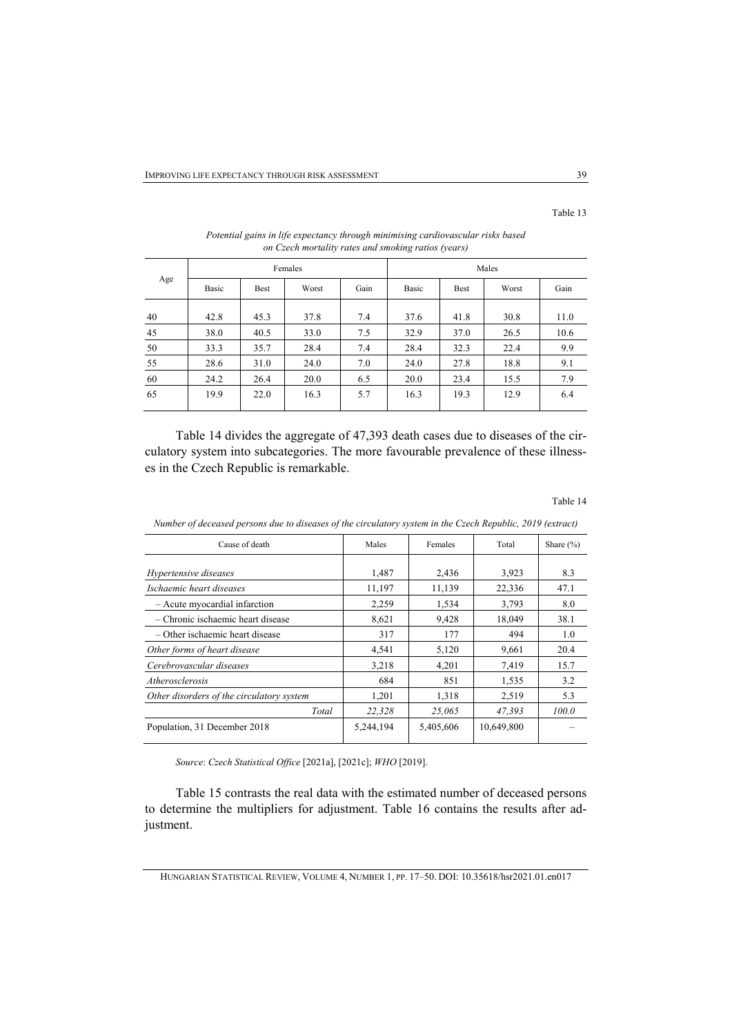Table 13

*Potential gains in life expectancy through minimising cardiovascular risks based on Czech mortality rates and smoking ratios (years)*

| Age | Females | | | | Males | | | |
|---|---|---|---|---|---|---|---|---|
| | Basic | Best | Worst | Gain | Basic | Best | Worst | Gain |
| 40 | 42.8 | 45.3 | 37.8 | 7.4 | 37.6 | 41.8 | 30.8 | 11.0 |
| 45 | 38.0 | 40.5 | 33.0 | 7.5 | 32.9 | 37.0 | 26.5 | 10.6 |
| 50 | 33.3 | 35.7 | 28.4 | 7.4 | 28.4 | 32.3 | 22.4 | 9.9 |
| 55 | 28.6 | 31.0 | 24.0 | 7.0 | 24.0 | 27.8 | 18.8 | 9.1 |
| 60 | 24.2 | 26.4 | 20.0 | 6.5 | 20.0 | 23.4 | 15.5 | 7.9 |
| 65 | 19.9 | 22.0 | 16.3 | 5.7 | 16.3 | 19.3 | 12.9 | 6.4 |

Table 14 divides the aggregate of 47,393 death cases due to diseases of the circulatory system into subcategories. The more favourable prevalence of these illnesses in the Czech Republic is remarkable.

Table 14

*Number of deceased persons due to diseases of the circulatory system in the Czech Republic, 2019 (extract)*

| Cause of death | Males | Females | Total | Share (%) |
|---|---|---|---|---|
| *Hypertensive diseases* | 1,487 | 2,436 | 3,923 | 8.3 |
| *Ischaemic heart diseases* | 11,197 | 11,139 | 22,336 | 47.1 |
| – Acute myocardial infarction | 2,259 | 1,534 | 3,793 | 8.0 |
| – Chronic ischaemic heart disease | 8,621 | 9,428 | 18,049 | 38.1 |
| – Other ischaemic heart disease | 317 | 177 | 494 | 1.0 |
| *Other forms of heart disease* | 4,541 | 5,120 | 9,661 | 20.4 |
| *Cerebrovascular diseases* | 3,218 | 4,201 | 7,419 | 15.7 |
| *Atherosclerosis* | 684 | 851 | 1,535 | 3.2 |
| *Other disorders of the circulatory system* | 1,201 | 1,318 | 2,519 | 5.3 |
| *Total* | *22,328* | *25,065* | *47,393* | *100.0* |
| Population, 31 December 2018 | 5,244,194 | 5,405,606 | 10,649,800 | – |

*Source*: *Czech Statistical Office* [2021a], [2021c]; *WHO* [2019].

Table 15 contrasts the real data with the estimated number of deceased persons to determine the multipliers for adjustment. Table 16 contains the results after adjustment.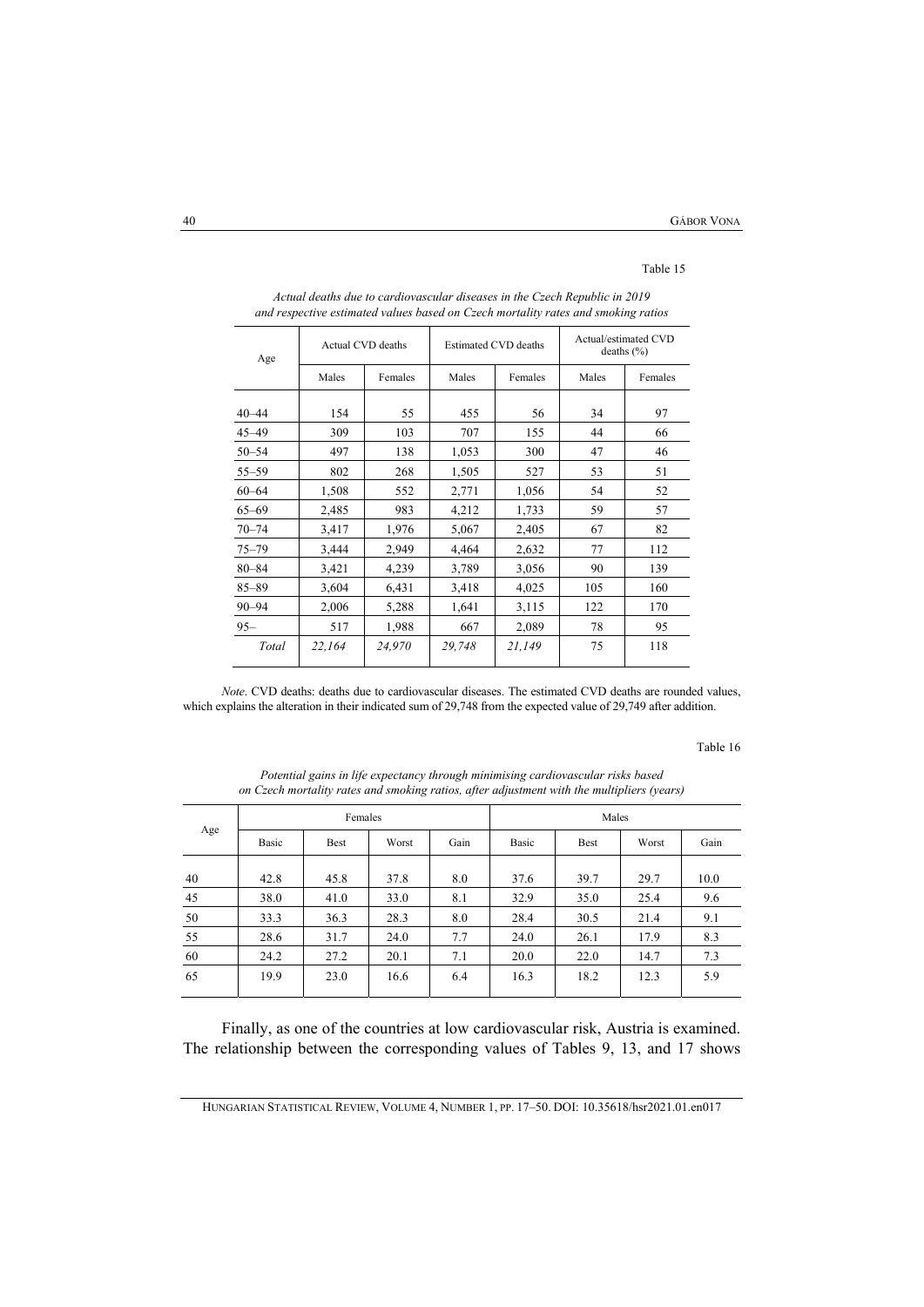Table 15

*Actual deaths due to cardiovascular diseases in the Czech Republic in 2019 and respective estimated values based on Czech mortality rates and smoking ratios*

| Age | Actual CVD deaths | | Estimated CVD deaths | | Actual/estimated CVD deaths (%) | |
|---|---|---|---|---|---|---|
| | Males | Females | Males | Females | Males | Females |
| 40–44 | 154 | 55 | 455 | 56 | 34 | 97 |
| 45–49 | 309 | 103 | 707 | 155 | 44 | 66 |
| 50–54 | 497 | 138 | 1,053 | 300 | 47 | 46 |
| 55–59 | 802 | 268 | 1,505 | 527 | 53 | 51 |
| 60–64 | 1,508 | 552 | 2,771 | 1,056 | 54 | 52 |
| 65–69 | 2,485 | 983 | 4,212 | 1,733 | 59 | 57 |
| 70–74 | 3,417 | 1,976 | 5,067 | 2,405 | 67 | 82 |
| 75–79 | 3,444 | 2,949 | 4,464 | 2,632 | 77 | 112 |
| 80–84 | 3,421 | 4,239 | 3,789 | 3,056 | 90 | 139 |
| 85–89 | 3,604 | 6,431 | 3,418 | 4,025 | 105 | 160 |
| 90–94 | 2,006 | 5,288 | 1,641 | 3,115 | 122 | 170 |
| 95– | 517 | 1,988 | 667 | 2,089 | 78 | 95 |
| *Total* | *22,164* | *24,970* | *29,748* | *21,149* | 75 | 118 |

*Note*. CVD deaths: deaths due to cardiovascular diseases. The estimated CVD deaths are rounded values, which explains the alteration in their indicated sum of 29,748 from the expected value of 29,749 after addition.

Table 16

*Potential gains in life expectancy through minimising cardiovascular risks based on Czech mortality rates and smoking ratios, after adjustment with the multipliers (years)*

| Age | Females | | | | Males | | | |
|---|---|---|---|---|---|---|---|---|
| | Basic | Best | Worst | Gain | Basic | Best | Worst | Gain |
| 40 | 42.8 | 45.8 | 37.8 | 8.0 | 37.6 | 39.7 | 29.7 | 10.0 |
| 45 | 38.0 | 41.0 | 33.0 | 8.1 | 32.9 | 35.0 | 25.4 | 9.6 |
| 50 | 33.3 | 36.3 | 28.3 | 8.0 | 28.4 | 30.5 | 21.4 | 9.1 |
| 55 | 28.6 | 31.7 | 24.0 | 7.7 | 24.0 | 26.1 | 17.9 | 8.3 |
| 60 | 24.2 | 27.2 | 20.1 | 7.1 | 20.0 | 22.0 | 14.7 | 7.3 |
| 65 | 19.9 | 23.0 | 16.6 | 6.4 | 16.3 | 18.2 | 12.3 | 5.9 |

Finally, as one of the countries at low cardiovascular risk, Austria is examined. The relationship between the corresponding values of Tables 9, 13, and 17 shows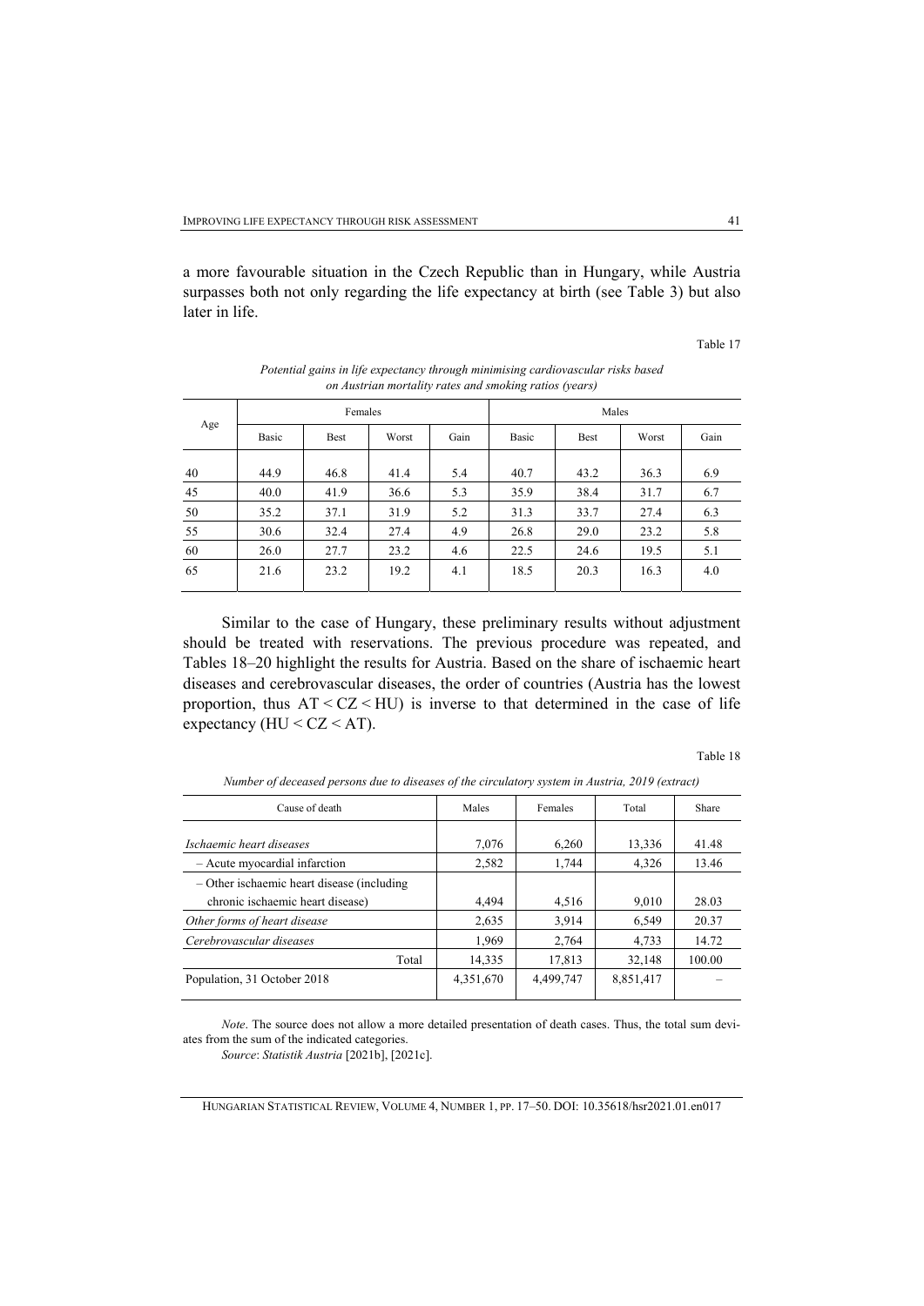a more favourable situation in the Czech Republic than in Hungary, while Austria surpasses both not only regarding the life expectancy at birth (see Table 3) but also later in life.

Table 17

*Potential gains in life expectancy through minimising cardiovascular risks based on Austrian mortality rates and smoking ratios (years)*

| Age | Females | | | | Males | | | |
|---|---|---|---|---|---|---|---|---|
| | Basic | Best | Worst | Gain | Basic | Best | Worst | Gain |
| 40 | 44.9 | 46.8 | 41.4 | 5.4 | 40.7 | 43.2 | 36.3 | 6.9 |
| 45 | 40.0 | 41.9 | 36.6 | 5.3 | 35.9 | 38.4 | 31.7 | 6.7 |
| 50 | 35.2 | 37.1 | 31.9 | 5.2 | 31.3 | 33.7 | 27.4 | 6.3 |
| 55 | 30.6 | 32.4 | 27.4 | 4.9 | 26.8 | 29.0 | 23.2 | 5.8 |
| 60 | 26.0 | 27.7 | 23.2 | 4.6 | 22.5 | 24.6 | 19.5 | 5.1 |
| 65 | 21.6 | 23.2 | 19.2 | 4.1 | 18.5 | 20.3 | 16.3 | 4.0 |

Similar to the case of Hungary, these preliminary results without adjustment should be treated with reservations. The previous procedure was repeated, and Tables 18–20 highlight the results for Austria. Based on the share of ischaemic heart diseases and cerebrovascular diseases, the order of countries (Austria has the lowest proportion, thus AT < CZ < HU) is inverse to that determined in the case of life expectancy (HU < CZ < AT).

Table 18

*Number of deceased persons due to diseases of the circulatory system in Austria, 2019 (extract)*

| Cause of death | Males | Females | Total | Share |
|---|---|---|---|---|
| *Ischaemic heart diseases* | 7,076 | 6,260 | 13,336 | 41.48 |
| – Acute myocardial infarction | 2,582 | 1,744 | 4,326 | 13.46 |
| – Other ischaemic heart disease (including chronic ischaemic heart disease) | 4,494 | 4,516 | 9,010 | 28.03 |
| *Other forms of heart disease* | 2,635 | 3,914 | 6,549 | 20.37 |
| *Cerebrovascular diseases* | 1,969 | 2,764 | 4,733 | 14.72 |
| Total | 14,335 | 17,813 | 32,148 | 100.00 |
| Population, 31 October 2018 | 4,351,670 | 4,499,747 | 8,851,417 | – |

*Note*. The source does not allow a more detailed presentation of death cases. Thus, the total sum deviates from the sum of the indicated categories.

*Source*: *Statistik Austria* [2021b], [2021c].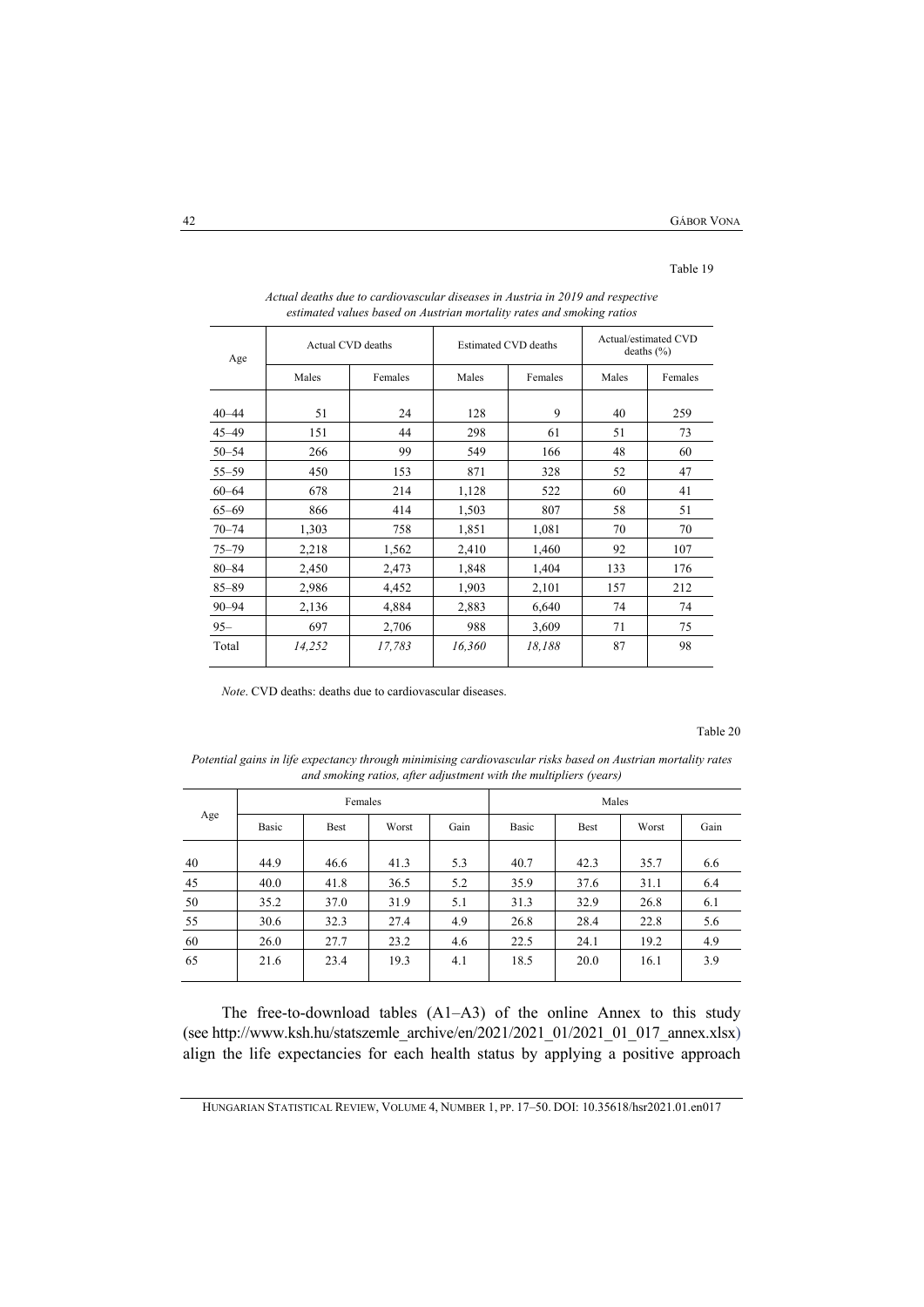Table 19

*Actual deaths due to cardiovascular diseases in Austria in 2019 and respective estimated values based on Austrian mortality rates and smoking ratios*

| Age | Actual CVD deaths | | Estimated CVD deaths | | Actual/estimated CVD deaths (%) | |
|---|---|---|---|---|---|---|
| | Males | Females | Males | Females | Males | Females |
| 40–44 | 51 | 24 | 128 | 9 | 40 | 259 |
| 45–49 | 151 | 44 | 298 | 61 | 51 | 73 |
| 50–54 | 266 | 99 | 549 | 166 | 48 | 60 |
| 55–59 | 450 | 153 | 871 | 328 | 52 | 47 |
| 60–64 | 678 | 214 | 1,128 | 522 | 60 | 41 |
| 65–69 | 866 | 414 | 1,503 | 807 | 58 | 51 |
| 70–74 | 1,303 | 758 | 1,851 | 1,081 | 70 | 70 |
| 75–79 | 2,218 | 1,562 | 2,410 | 1,460 | 92 | 107 |
| 80–84 | 2,450 | 2,473 | 1,848 | 1,404 | 133 | 176 |
| 85–89 | 2,986 | 4,452 | 1,903 | 2,101 | 157 | 212 |
| 90–94 | 2,136 | 4,884 | 2,883 | 6,640 | 74 | 74 |
| 95– | 697 | 2,706 | 988 | 3,609 | 71 | 75 |
| Total | *14,252* | *17,783* | *16,360* | *18,188* | 87 | 98 |

*Note*. CVD deaths: deaths due to cardiovascular diseases.

Table 20

*Potential gains in life expectancy through minimising cardiovascular risks based on Austrian mortality rates and smoking ratios, after adjustment with the multipliers (years)*

| Age | Females | | | | Males | | | |
|---|---|---|---|---|---|---|---|---|
| | Basic | Best | Worst | Gain | Basic | Best | Worst | Gain |
| 40 | 44.9 | 46.6 | 41.3 | 5.3 | 40.7 | 42.3 | 35.7 | 6.6 |
| 45 | 40.0 | 41.8 | 36.5 | 5.2 | 35.9 | 37.6 | 31.1 | 6.4 |
| 50 | 35.2 | 37.0 | 31.9 | 5.1 | 31.3 | 32.9 | 26.8 | 6.1 |
| 55 | 30.6 | 32.3 | 27.4 | 4.9 | 26.8 | 28.4 | 22.8 | 5.6 |
| 60 | 26.0 | 27.7 | 23.2 | 4.6 | 22.5 | 24.1 | 19.2 | 4.9 |
| 65 | 21.6 | 23.4 | 19.3 | 4.1 | 18.5 | 20.0 | 16.1 | 3.9 |

The free-to-download tables (A1–A3) of the online Annex to this study (see http://www.ksh.hu/statszemle_archive/en/2021/2021_01/2021_01_017_annex.xlsx) align the life expectancies for each health status by applying a positive approach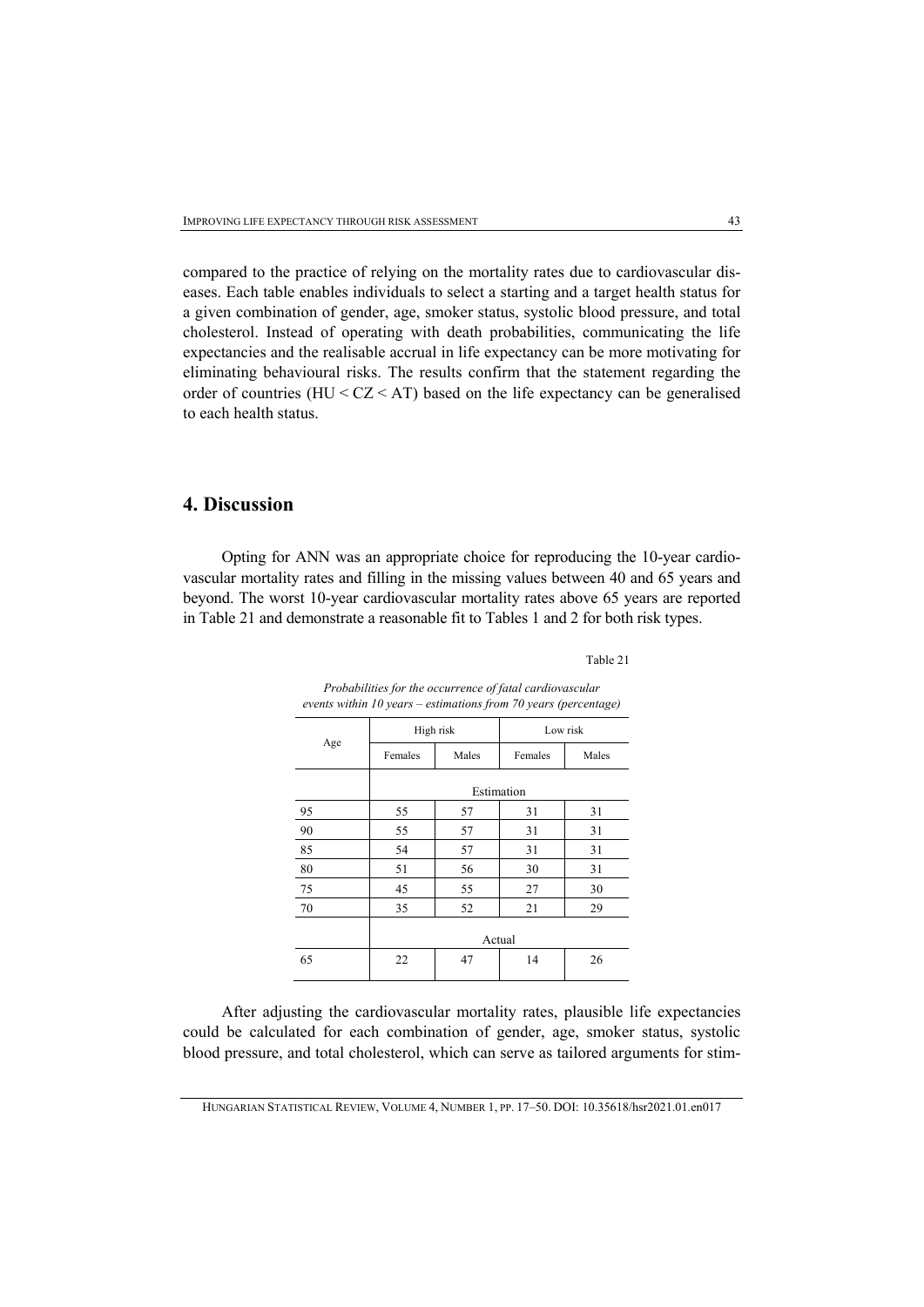compared to the practice of relying on the mortality rates due to cardiovascular diseases. Each table enables individuals to select a starting and a target health status for a given combination of gender, age, smoker status, systolic blood pressure, and total cholesterol. Instead of operating with death probabilities, communicating the life expectancies and the realisable accrual in life expectancy can be more motivating for eliminating behavioural risks. The results confirm that the statement regarding the order of countries (HU < CZ < AT) based on the life expectancy can be generalised to each health status.

## 4. Discussion

Opting for ANN was an appropriate choice for reproducing the 10-year cardiovascular mortality rates and filling in the missing values between 40 and 65 years and beyond. The worst 10-year cardiovascular mortality rates above 65 years are reported in Table 21 and demonstrate a reasonable fit to Tables 1 and 2 for both risk types.

Table 21

*Probabilities for the occurrence of fatal cardiovascular events within 10 years – estimations from 70 years (percentage)*

| Age | High risk | | Low risk | |
|---|---|---|---|---|
| | Females | Males | Females | Males |
| | Estimation | | | |
| 95 | 55 | 57 | 31 | 31 |
| 90 | 55 | 57 | 31 | 31 |
| 85 | 54 | 57 | 31 | 31 |
| 80 | 51 | 56 | 30 | 31 |
| 75 | 45 | 55 | 27 | 30 |
| 70 | 35 | 52 | 21 | 29 |
| | Actual | | | |
| 65 | 22 | 47 | 14 | 26 |

After adjusting the cardiovascular mortality rates, plausible life expectancies could be calculated for each combination of gender, age, smoker status, systolic blood pressure, and total cholesterol, which can serve as tailored arguments for stim-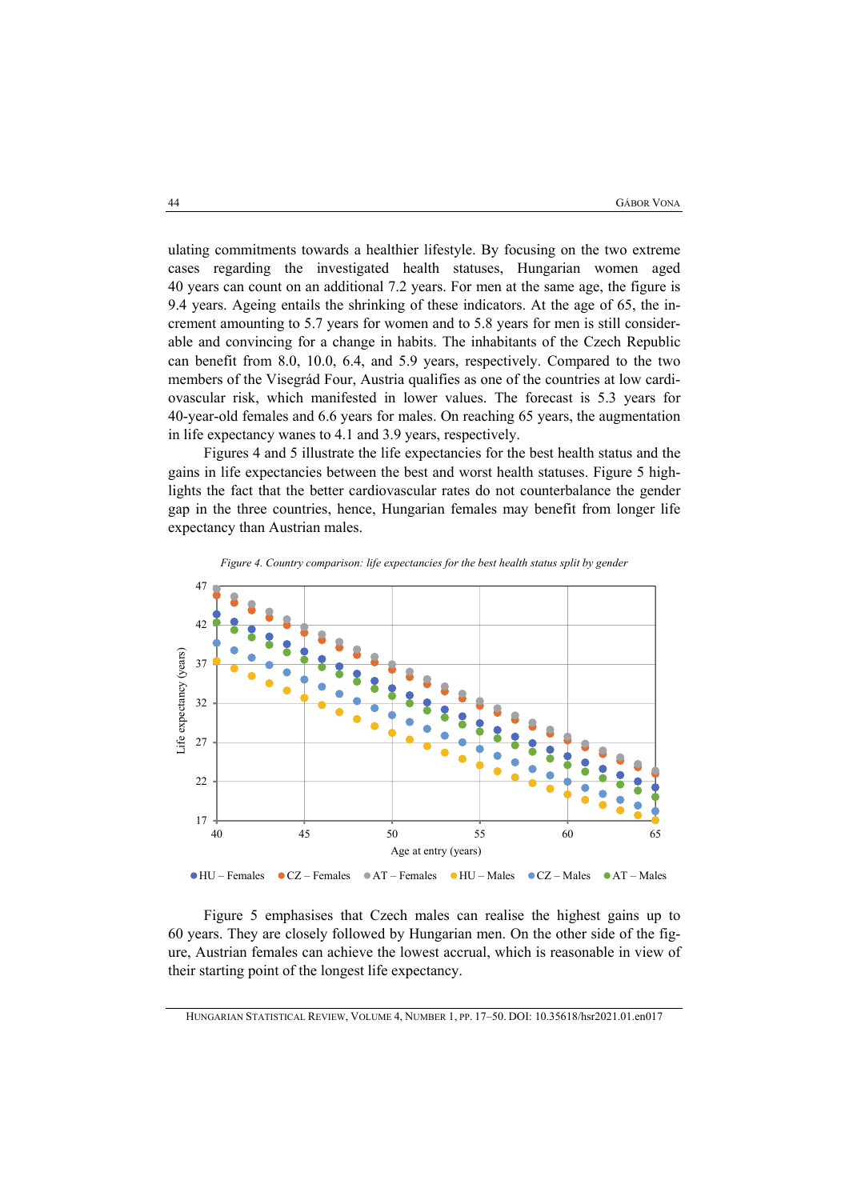ulating commitments towards a healthier lifestyle. By focusing on the two extreme cases regarding the investigated health statuses, Hungarian women aged 40 years can count on an additional 7.2 years. For men at the same age, the figure is 9.4 years. Ageing entails the shrinking of these indicators. At the age of 65, the increment amounting to 5.7 years for women and to 5.8 years for men is still considerable and convincing for a change in habits. The inhabitants of the Czech Republic can benefit from 8.0, 10.0, 6.4, and 5.9 years, respectively. Compared to the two members of the Visegrád Four, Austria qualifies as one of the countries at low cardiovascular risk, which manifested in lower values. The forecast is 5.3 years for 40-year-old females and 6.6 years for males. On reaching 65 years, the augmentation in life expectancy wanes to 4.1 and 3.9 years, respectively.

Figures 4 and 5 illustrate the life expectancies for the best health status and the gains in life expectancies between the best and worst health statuses. Figure 5 highlights the fact that the better cardiovascular rates do not counterbalance the gender gap in the three countries, hence, Hungarian females may benefit from longer life expectancy than Austrian males.

*Figure 4. Country comparison: life expectancies for the best health status split by gender*

Life expectancy (years)
47
42
37
32
27
22
17
40
45
50
55
60
65
Age at entry (years)
HU – Females
CZ – Females
AT – Females
HU – Males
CZ – Males
AT – Males

Figure 5 emphasises that Czech males can realise the highest gains up to 60 years. They are closely followed by Hungarian men. On the other side of the figure, Austrian females can achieve the lowest accrual, which is reasonable in view of their starting point of the longest life expectancy.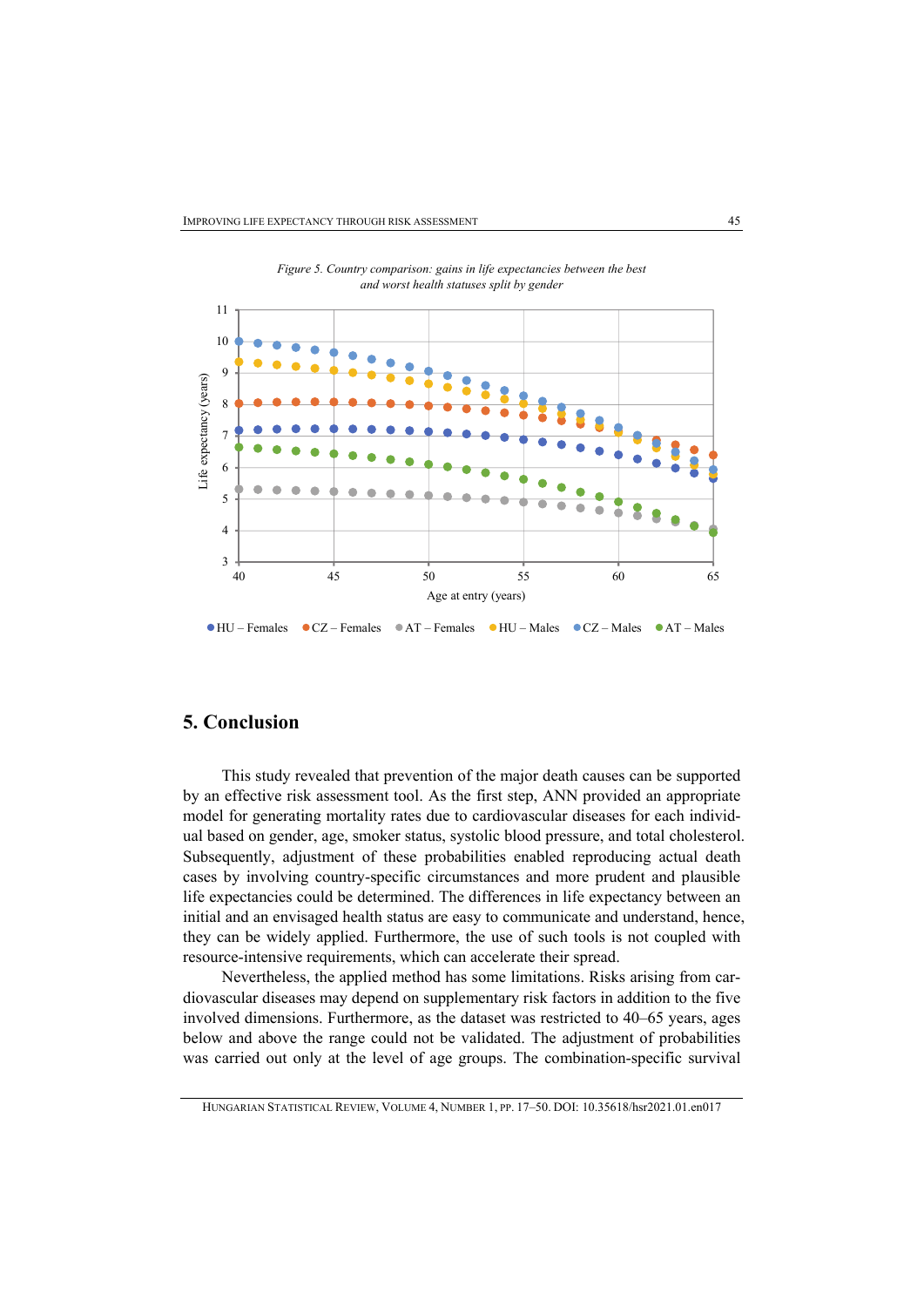*Figure 5. Country comparison: gains in life expectancies between the best and worst health statuses split by gender*

Life expectancy (years)

11
10
9
8
7
6
5
4
3

40
45
50
55
60
65

Age at entry (years)

HU – Females
CZ – Females
AT – Females
HU – Males
CZ – Males
AT – Males

## 5. Conclusion

This study revealed that prevention of the major death causes can be supported by an effective risk assessment tool. As the first step, ANN provided an appropriate model for generating mortality rates due to cardiovascular diseases for each individual based on gender, age, smoker status, systolic blood pressure, and total cholesterol. Subsequently, adjustment of these probabilities enabled reproducing actual death cases by involving country-specific circumstances and more prudent and plausible life expectancies could be determined. The differences in life expectancy between an initial and an envisaged health status are easy to communicate and understand, hence, they can be widely applied. Furthermore, the use of such tools is not coupled with resource-intensive requirements, which can accelerate their spread.

Nevertheless, the applied method has some limitations. Risks arising from cardiovascular diseases may depend on supplementary risk factors in addition to the five involved dimensions. Furthermore, as the dataset was restricted to 40–65 years, ages below and above the range could not be validated. The adjustment of probabilities was carried out only at the level of age groups. The combination-specific survival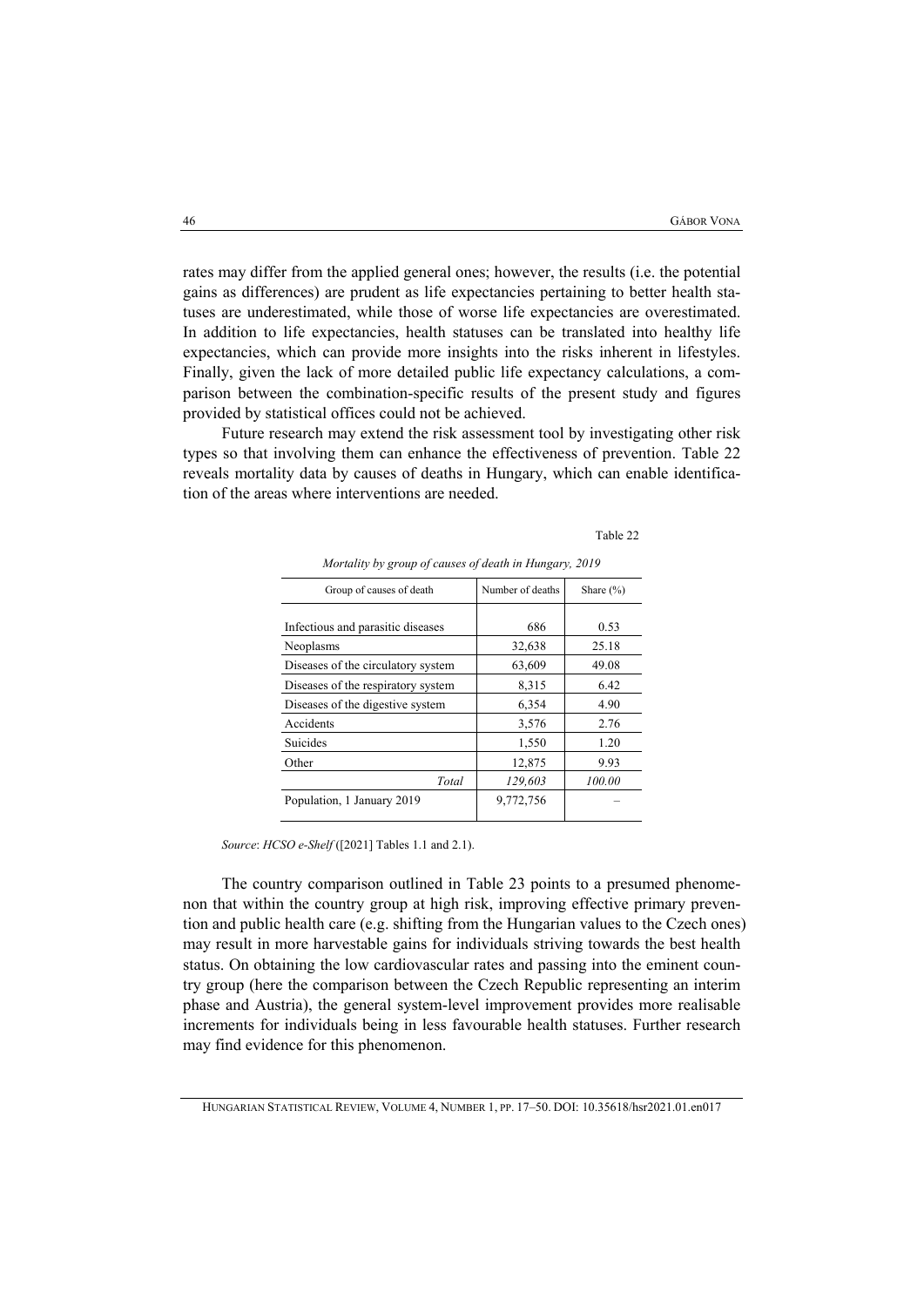rates may differ from the applied general ones; however, the results (i.e. the potential gains as differences) are prudent as life expectancies pertaining to better health statuses are underestimated, while those of worse life expectancies are overestimated. In addition to life expectancies, health statuses can be translated into healthy life expectancies, which can provide more insights into the risks inherent in lifestyles. Finally, given the lack of more detailed public life expectancy calculations, a comparison between the combination-specific results of the present study and figures provided by statistical offices could not be achieved.

Future research may extend the risk assessment tool by investigating other risk types so that involving them can enhance the effectiveness of prevention. Table 22 reveals mortality data by causes of deaths in Hungary, which can enable identification of the areas where interventions are needed.

Table 22

*Mortality by group of causes of death in Hungary, 2019*

| Group of causes of death | Number of deaths | Share (%) |
|---|---|---|
| Infectious and parasitic diseases | 686 | 0.53 |
| Neoplasms | 32,638 | 25.18 |
| Diseases of the circulatory system | 63,609 | 49.08 |
| Diseases of the respiratory system | 8,315 | 6.42 |
| Diseases of the digestive system | 6,354 | 4.90 |
| Accidents | 3,576 | 2.76 |
| Suicides | 1,550 | 1.20 |
| Other | 12,875 | 9.93 |
| *Total* | *129,603* | *100.00* |
| Population, 1 January 2019 | 9,772,756 | – |

*Source*: *HCSO e-Shelf* ([2021] Tables 1.1 and 2.1).

The country comparison outlined in Table 23 points to a presumed phenomenon that within the country group at high risk, improving effective primary prevention and public health care (e.g. shifting from the Hungarian values to the Czech ones) may result in more harvestable gains for individuals striving towards the best health status. On obtaining the low cardiovascular rates and passing into the eminent country group (here the comparison between the Czech Republic representing an interim phase and Austria), the general system-level improvement provides more realisable increments for individuals being in less favourable health statuses. Further research may find evidence for this phenomenon.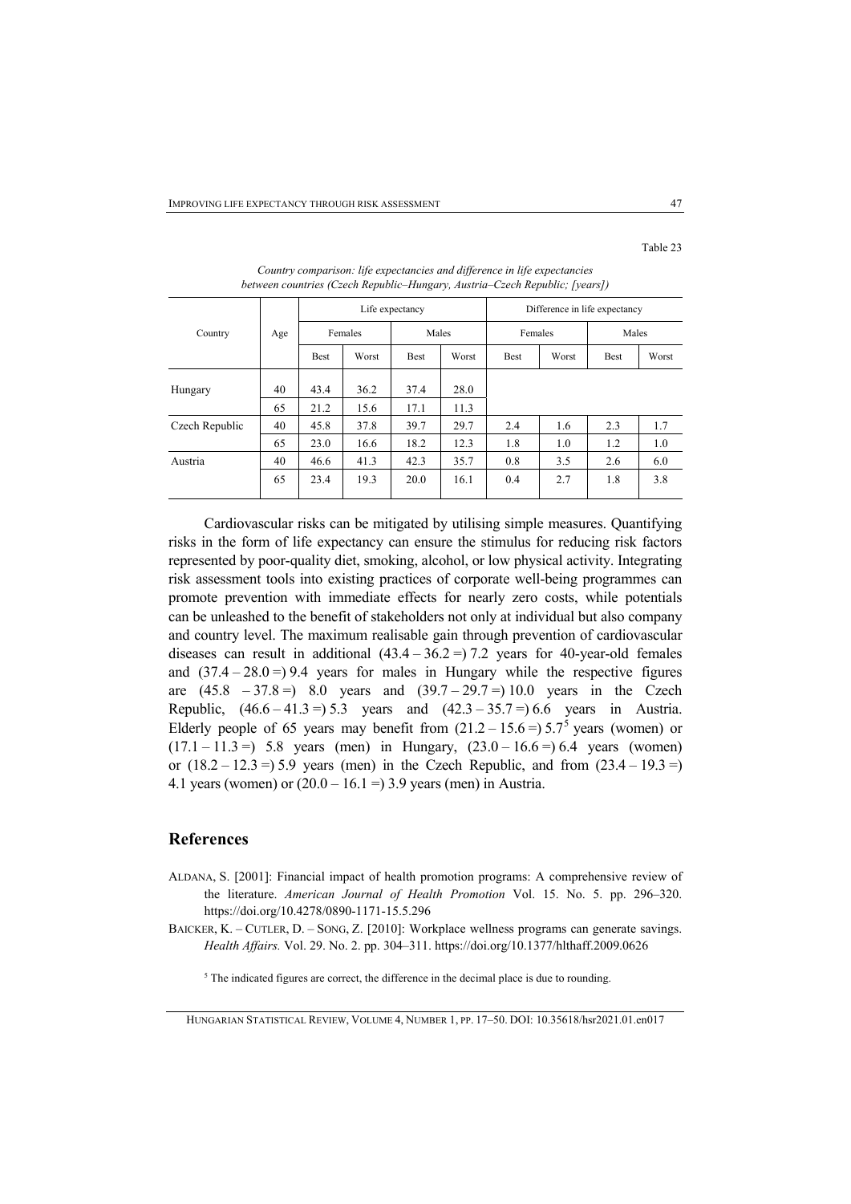Table 23

*Country comparison: life expectancies and difference in life expectancies between countries (Czech Republic–Hungary, Austria–Czech Republic; [years])*

| Country | Age | Life expectancy | | | | Difference in life expectancy | | | |
|---|---|---|---|---|---|---|---|---|---|
| | | Females | | Males | | Females | | Males | |
| | | Best | Worst | Best | Worst | Best | Worst | Best | Worst |
| Hungary | 40 | 43.4 | 36.2 | 37.4 | 28.0 | | | | |
| | 65 | 21.2 | 15.6 | 17.1 | 11.3 | | | | |
| Czech Republic | 40 | 45.8 | 37.8 | 39.7 | 29.7 | 2.4 | 1.6 | 2.3 | 1.7 |
| | 65 | 23.0 | 16.6 | 18.2 | 12.3 | 1.8 | 1.0 | 1.2 | 1.0 |
| Austria | 40 | 46.6 | 41.3 | 42.3 | 35.7 | 0.8 | 3.5 | 2.6 | 6.0 |
| | 65 | 23.4 | 19.3 | 20.0 | 16.1 | 0.4 | 2.7 | 1.8 | 3.8 |

Cardiovascular risks can be mitigated by utilising simple measures. Quantifying risks in the form of life expectancy can ensure the stimulus for reducing risk factors represented by poor-quality diet, smoking, alcohol, or low physical activity. Integrating risk assessment tools into existing practices of corporate well-being programmes can promote prevention with immediate effects for nearly zero costs, while potentials can be unleashed to the benefit of stakeholders not only at individual but also company and country level. The maximum realisable gain through prevention of cardiovascular diseases can result in additional $(43.4 - 36.2 =)$ 7.2 years for 40-year-old females and $(37.4 - 28.0 =)$ 9.4 years for males in Hungary while the respective figures are $(45.8 - 37.8 =)$ 8.0 years and $(39.7 - 29.7 =)$ 10.0 years in the Czech Republic, $(46.6 - 41.3 =)$ 5.3 years and $(42.3 - 35.7 =)$ 6.6 years in Austria. Elderly people of 65 years may benefit from $(21.2 - 15.6 =)$ 5.7[5] years (women) or $(17.1 - 11.3 =)$ 5.8 years (men) in Hungary, $(23.0 - 16.6 =)$ 6.4 years (women) or $(18.2 - 12.3 =)$ 5.9 years (men) in the Czech Republic, and from $(23.4 - 19.3 =)$ 4.1 years (women) or $(20.0 - 16.1 =)$ 3.9 years (men) in Austria.

## References

ALDANA, S. [2001]: Financial impact of health promotion programs: A comprehensive review of the literature. *American Journal of Health Promotion* Vol. 15. No. 5. pp. 296–320. https://doi.org/10.4278/0890-1171-15.5.296

BAICKER, K. – CUTLER, D. – SONG, Z. [2010]: Workplace wellness programs can generate savings. *Health Affairs.* Vol. 29. No. 2. pp. 304–311. https://doi.org/10.1377/hlthaff.2009.0626

[5] The indicated figures are correct, the difference in the decimal place is due to rounding.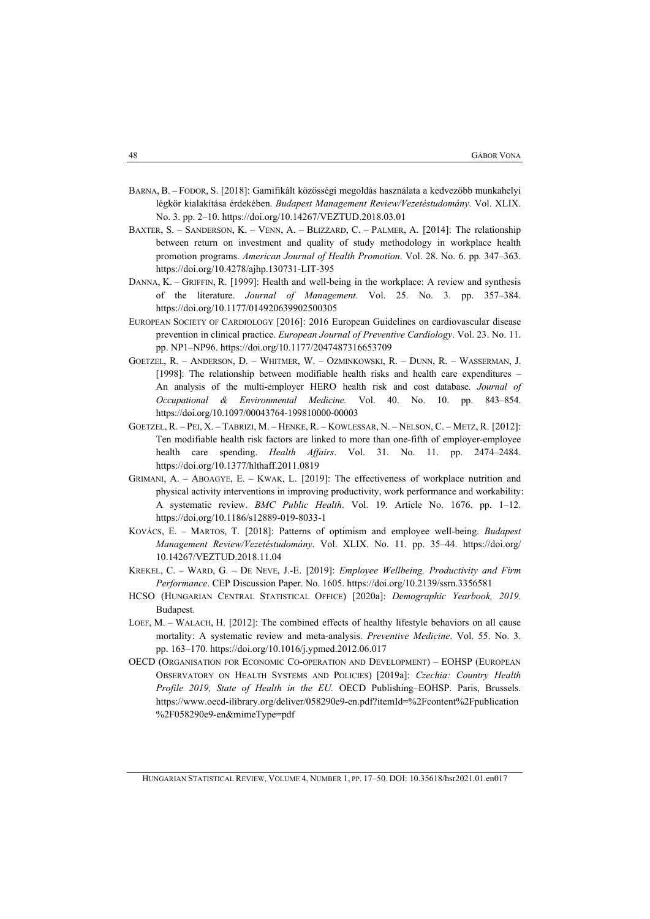BARNA, B. – FODOR, S. [2018]: Gamifikált közösségi megoldás használata a kedvezőbb munkahelyi légkör kialakítása érdekében. *Budapest Management Review/Vezetéstudomány*. Vol. XLIX. No. 3. pp. 2–10. https://doi.org/10.14267/VEZTUD.2018.03.01

BAXTER, S. – SANDERSON, K. – VENN, A. – BLIZZARD, C. – PALMER, A. [2014]: The relationship between return on investment and quality of study methodology in workplace health promotion programs. *American Journal of Health Promotion*. Vol. 28. No. 6. pp. 347–363. https://doi.org/10.4278/ajhp.130731-LIT-395

DANNA, K. – GRIFFIN, R. [1999]: Health and well-being in the workplace: A review and synthesis of the literature. *Journal of Management*. Vol. 25. No. 3. pp. 357–384. https://doi.org/10.1177/014920639902500305

EUROPEAN SOCIETY OF CARDIOLOGY [2016]: 2016 European Guidelines on cardiovascular disease prevention in clinical practice. *European Journal of Preventive Cardiology*. Vol. 23. No. 11. pp. NP1–NP96. https://doi.org/10.1177/2047487316653709

GOETZEL, R. – ANDERSON, D. – WHITMER, W. – OZMINKOWSKI, R. – DUNN, R. – WASSERMAN, J. [1998]: The relationship between modifiable health risks and health care expenditures – An analysis of the multi-employer HERO health risk and cost database. *Journal of Occupational & Environmental Medicine.* Vol. 40. No. 10. pp. 843–854. https://doi.org/10.1097/00043764-199810000-00003

GOETZEL, R. – PEI, X. – TABRIZI, M. – HENKE, R. – KOWLESSAR, N. – NELSON, C. – METZ, R. [2012]: Ten modifiable health risk factors are linked to more than one-fifth of employer-employee health care spending. *Health Affairs*. Vol. 31. No. 11. pp. 2474–2484. https://doi.org/10.1377/hlthaff.2011.0819

GRIMANI, A. – ABOAGYE, E. – KWAK, L. [2019]: The effectiveness of workplace nutrition and physical activity interventions in improving productivity, work performance and workability: A systematic review. *BMC Public Health*. Vol. 19. Article No. 1676. pp. 1–12. https://doi.org/10.1186/s12889-019-8033-1

KOVÁCS, E. – MARTOS, T. [2018]: Patterns of optimism and employee well-being. *Budapest Management Review/Vezetéstudomány*. Vol. XLIX. No. 11. pp. 35–44. https://doi.org/10.14267/VEZTUD.2018.11.04

KREKEL, C. – WARD, G. – DE NEVE, J.-E. [2019]: *Employee Wellbeing, Productivity and Firm Performance*. CEP Discussion Paper. No. 1605. https://doi.org/10.2139/ssrn.3356581

HCSO (HUNGARIAN CENTRAL STATISTICAL OFFICE) [2020a]: *Demographic Yearbook, 2019.* Budapest.

LOEF, M. – WALACH, H. [2012]: The combined effects of healthy lifestyle behaviors on all cause mortality: A systematic review and meta-analysis. *Preventive Medicine*. Vol. 55. No. 3. pp. 163–170. https://doi.org/10.1016/j.ypmed.2012.06.017

OECD (ORGANISATION FOR ECONOMIC CO-OPERATION AND DEVELOPMENT) – EOHSP (EUROPEAN OBSERVATORY ON HEALTH SYSTEMS AND POLICIES) [2019a]: *Czechia: Country Health Profile 2019, State of Health in the EU.* OECD Publishing–EOHSP. Paris, Brussels. https://www.oecd-ilibrary.org/deliver/058290e9-en.pdf?itemId=%2Fcontent%2Fpublication%2F058290e9-en&mimeType=pdf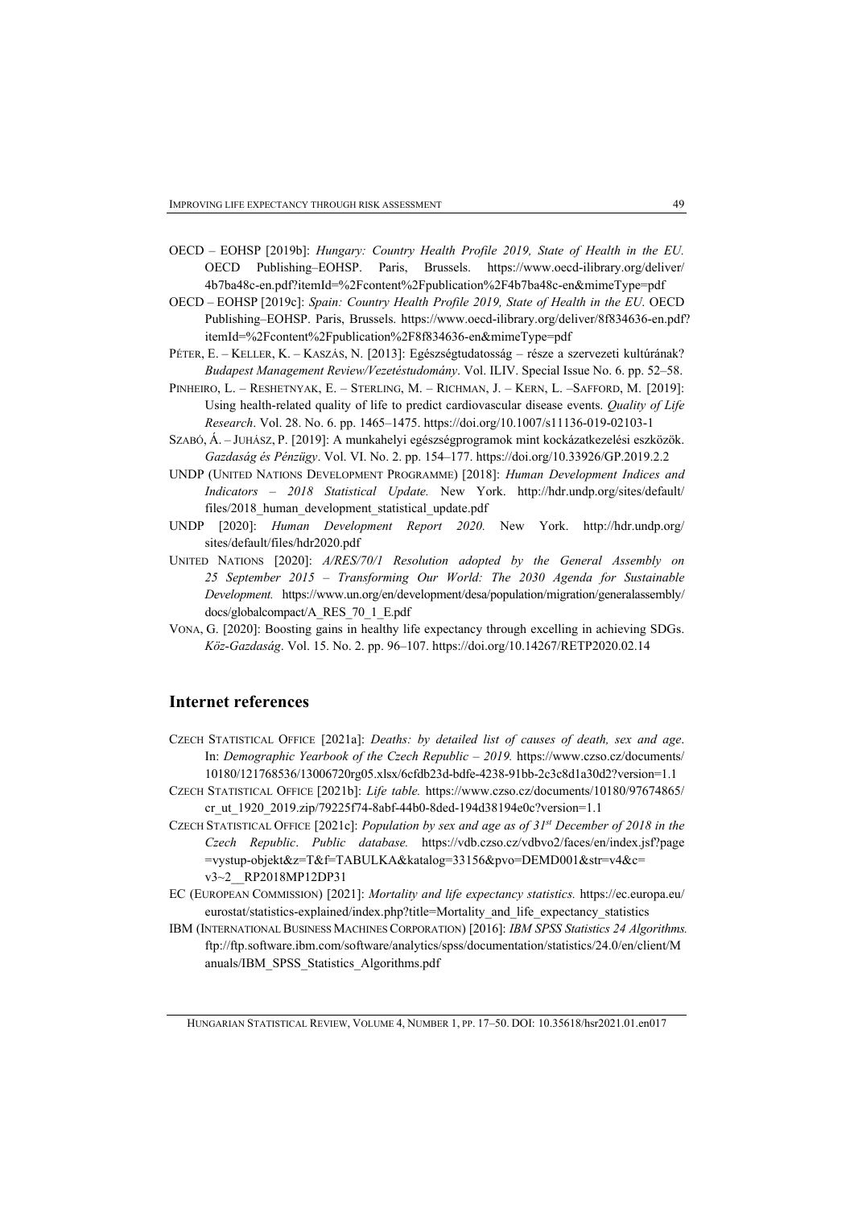OECD – EOHSP [2019b]: *Hungary: Country Health Profile 2019, State of Health in the EU.* OECD Publishing–EOHSP. Paris, Brussels. https://www.oecd-ilibrary.org/deliver/4b7ba48c-en.pdf?itemId=%2Fcontent%2Fpublication%2F4b7ba48c-en&mimeType=pdf

OECD – EOHSP [2019c]: *Spain: Country Health Profile 2019, State of Health in the EU*. OECD Publishing–EOHSP. Paris, Brussels. https://www.oecd-ilibrary.org/deliver/8f834636-en.pdf?itemId=%2Fcontent%2Fpublication%2F8f834636-en&mimeType=pdf

PÉTER, E. – KELLER, K. – KASZÁS, N. [2013]: Egészségtudatosság – része a szervezeti kultúrának? *Budapest Management Review/Vezetéstudomány*. Vol. ILIV. Special Issue No. 6. pp. 52–58.

PINHEIRO, L. – RESHETNYAK, E. – STERLING, M. – RICHMAN, J. – KERN, L. –SAFFORD, M. [2019]: Using health-related quality of life to predict cardiovascular disease events. *Quality of Life Research*. Vol. 28. No. 6. pp. 1465–1475. https://doi.org/10.1007/s11136-019-02103-1

SZABÓ, Á. – JUHÁSZ, P. [2019]: A munkahelyi egészségprogramok mint kockázatkezelési eszközök. *Gazdaság és Pénzügy*. Vol. VI. No. 2. pp. 154–177. https://doi.org/10.33926/GP.2019.2.2

UNDP (UNITED NATIONS DEVELOPMENT PROGRAMME) [2018]: *Human Development Indices and Indicators – 2018 Statistical Update.* New York. http://hdr.undp.org/sites/default/files/2018_human_development_statistical_update.pdf

UNDP [2020]: *Human Development Report 2020.* New York. http://hdr.undp.org/sites/default/files/hdr2020.pdf

UNITED NATIONS [2020]: *A/RES/70/1 Resolution adopted by the General Assembly on 25 September 2015 – Transforming Our World: The 2030 Agenda for Sustainable Development.* https://www.un.org/en/development/desa/population/migration/generalassembly/docs/globalcompact/A_RES_70_1_E.pdf

VONA, G. [2020]: Boosting gains in healthy life expectancy through excelling in achieving SDGs. *Köz-Gazdaság*. Vol. 15. No. 2. pp. 96–107. https://doi.org/10.14267/RETP2020.02.14

## Internet references

CZECH STATISTICAL OFFICE [2021a]: *Deaths: by detailed list of causes of death, sex and age*. In: *Demographic Yearbook of the Czech Republic – 2019.* https://www.czso.cz/documents/10180/121768536/13006720rg05.xlsx/6cfdb23d-bdfe-4238-91bb-2c3c8d1a30d2?version=1.1

CZECH STATISTICAL OFFICE [2021b]: *Life table.* https://www.czso.cz/documents/10180/97674865/cr_ut_1920_2019.zip/79225f74-8abf-44b0-8ded-194d38194e0c?version=1.1

CZECH STATISTICAL OFFICE [2021c]: *Population by sex and age as of 31st December of 2018 in the Czech Republic*. *Public database.* https://vdb.czso.cz/vdbvo2/faces/en/index.jsf?page=vystup-objekt&z=T&f=TABULKA&katalog=33156&pvo=DEMD001&str=v4&c=v3~2__RP2018MP12DP31

EC (EUROPEAN COMMISSION) [2021]: *Mortality and life expectancy statistics.* https://ec.europa.eu/eurostat/statistics-explained/index.php?title=Mortality_and_life_expectancy_statistics

IBM (INTERNATIONAL BUSINESS MACHINES CORPORATION) [2016]: *IBM SPSS Statistics 24 Algorithms.* ftp://ftp.software.ibm.com/software/analytics/spss/documentation/statistics/24.0/en/client/Manuals/IBM_SPSS_Statistics_Algorithms.pdf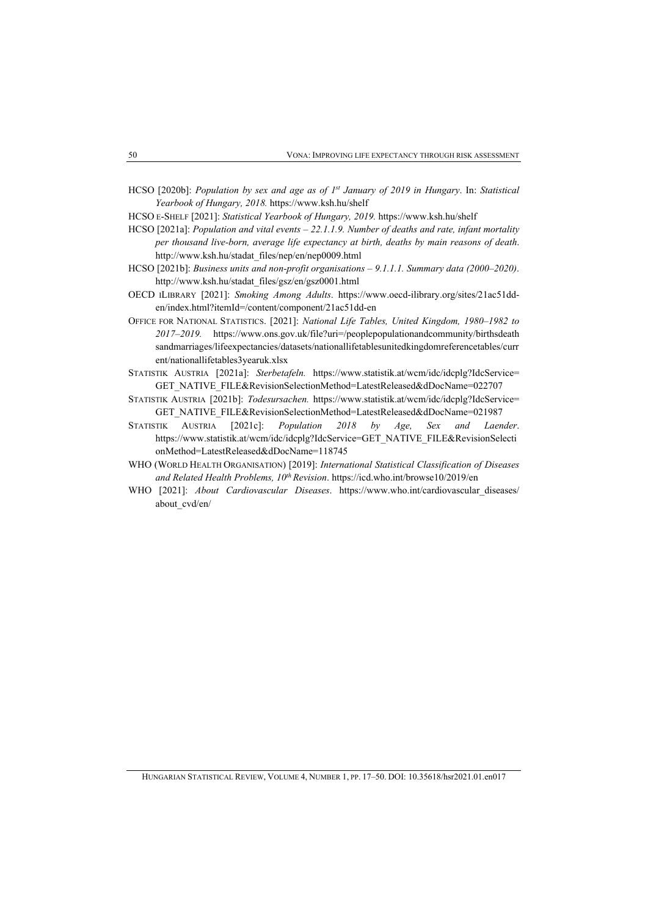HCSO [2020b]: *Population by sex and age as of 1st January of 2019 in Hungary*. In: *Statistical Yearbook of Hungary, 2018.* https://www.ksh.hu/shelf

HCSO E-SHELF [2021]: *Statistical Yearbook of Hungary, 2019.* https://www.ksh.hu/shelf

HCSO [2021a]: *Population and vital events – 22.1.1.9. Number of deaths and rate, infant mortality per thousand live-born, average life expectancy at birth, deaths by main reasons of death*. http://www.ksh.hu/stadat_files/nep/en/nep0009.html

HCSO [2021b]: *Business units and non-profit organisations – 9.1.1.1. Summary data (2000–2020)*. http://www.ksh.hu/stadat_files/gsz/en/gsz0001.html

OECD ILIBRARY [2021]: *Smoking Among Adults*. https://www.oecd-ilibrary.org/sites/21ac51dd-en/index.html?itemId=/content/component/21ac51dd-en

OFFICE FOR NATIONAL STATISTICS. [2021]: *National Life Tables, United Kingdom, 1980–1982 to 2017–2019.* https://www.ons.gov.uk/file?uri=/peoplepopulationandcommunity/birthsdeathsandmarriages/lifeexpectancies/datasets/nationallifetablesunitedkingdomreferencetables/current/nationallifetables3yearuk.xlsx

STATISTIK AUSTRIA [2021a]: *Sterbetafeln.* https://www.statistik.at/wcm/idc/idcplg?IdcService=GET_NATIVE_FILE&RevisionSelectionMethod=LatestReleased&dDocName=022707

STATISTIK AUSTRIA [2021b]: *Todesursachen.* https://www.statistik.at/wcm/idc/idcplg?IdcService=GET_NATIVE_FILE&RevisionSelectionMethod=LatestReleased&dDocName=021987

STATISTIK AUSTRIA [2021c]: *Population 2018 by Age, Sex and Laender*. https://www.statistik.at/wcm/idc/idcplg?IdcService=GET_NATIVE_FILE&RevisionSelectionMethod=LatestReleased&dDocName=118745

WHO (WORLD HEALTH ORGANISATION) [2019]: *International Statistical Classification of Diseases and Related Health Problems, 10th Revision*. https://icd.who.int/browse10/2019/en

WHO [2021]: *About Cardiovascular Diseases*. https://www.who.int/cardiovascular_diseases/about_cvd/en/